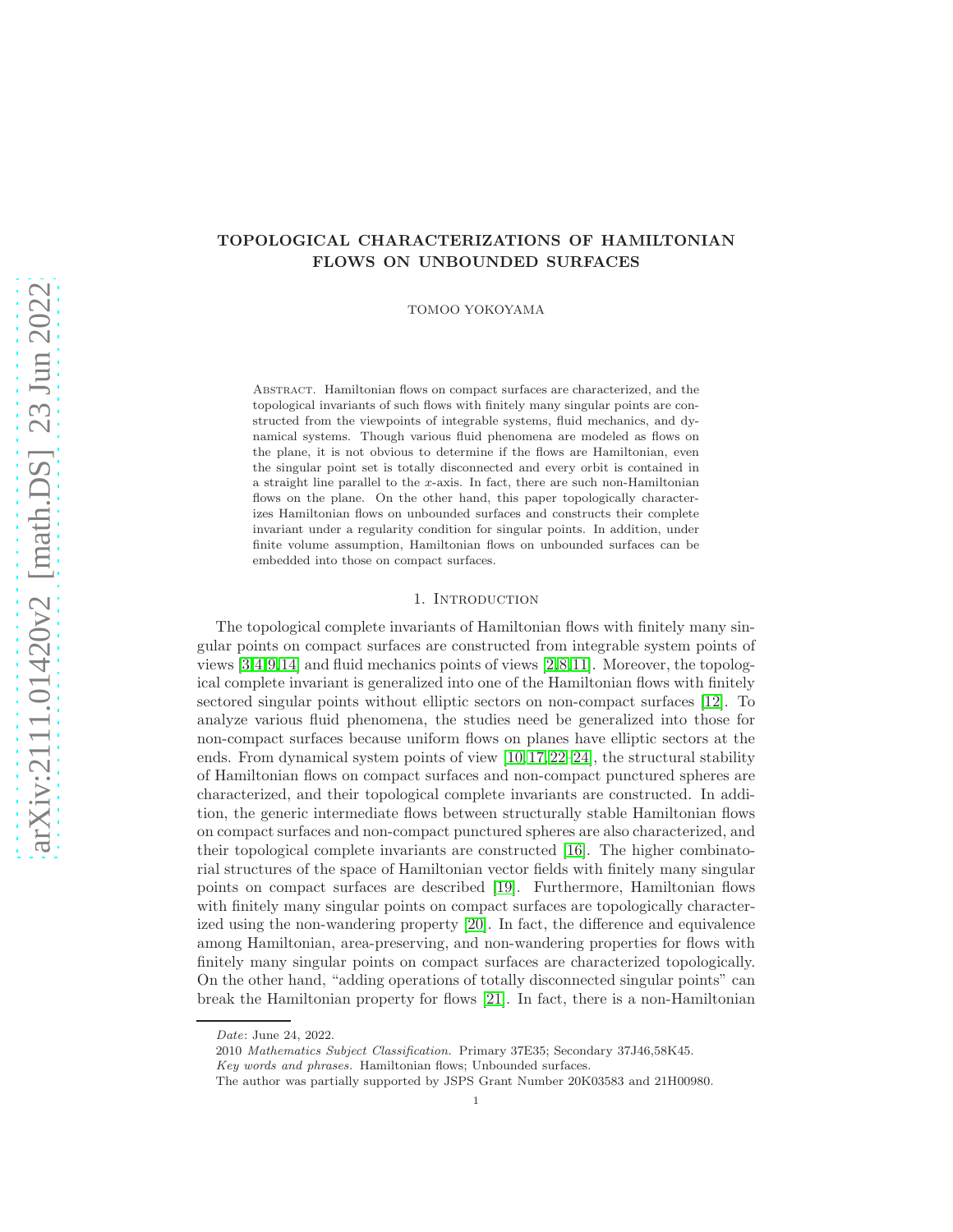# TOPOLOGICAL CHARACTERIZATIONS OF HAMILTONIAN FLOWS ON UNBOUNDED SURFACES

TOMOO YOKOYAMA

Abstract. Hamiltonian flows on compact surfaces are characterized, and the topological invariants of such flows with finitely many singular points are constructed from the viewpoints of integrable systems, fluid mechanics, and dynamical systems. Though various fluid phenomena are modeled as flows on the plane, it is not obvious to determine if the flows are Hamiltonian, even the singular point set is totally disconnected and every orbit is contained in a straight line parallel to the $x$-axis. In fact, there are such non-Hamiltonian flows on the plane. On the other hand, this paper topologically characterizes Hamiltonian flows on unbounded surfaces and constructs their complete invariant under a regularity condition for singular points. In addition, under finite volume assumption, Hamiltonian flows on unbounded surfaces can be embedded into those on compact surfaces.

## 1. Introduction

The topological complete invariants of Hamiltonian flows with finitely many singular points on compact surfaces are constructed from integrable system points of views [3,4,9,14] and fluid mechanics points of views [2,8,11]. Moreover, the topological complete invariant is generalized into one of the Hamiltonian flows with finitely sectored singular points without elliptic sectors on non-compact surfaces [12]. To analyze various fluid phenomena, the studies need be generalized into those for non-compact surfaces because uniform flows on planes have elliptic sectors at the ends. From dynamical system points of view [10,17,22–24], the structural stability of Hamiltonian flows on compact surfaces and non-compact punctured spheres are characterized, and their topological complete invariants are constructed. In addition, the generic intermediate flows between structurally stable Hamiltonian flows on compact surfaces and non-compact punctured spheres are also characterized, and their topological complete invariants are constructed [16]. The higher combinatorial structures of the space of Hamiltonian vector fields with finitely many singular points on compact surfaces are described [19]. Furthermore, Hamiltonian flows with finitely many singular points on compact surfaces are topologically characterized using the non-wandering property [20]. In fact, the difference and equivalence among Hamiltonian, area-preserving, and non-wandering properties for flows with finitely many singular points on compact surfaces are characterized topologically. On the other hand, "adding operations of totally disconnected singular points" can break the Hamiltonian property for flows [21]. In fact, there is a non-Hamiltonian

*Date*: June 24, 2022.

2010 *Mathematics Subject Classification.* Primary 37E35; Secondary 37J46,58K45.

*Key words and phrases.* Hamiltonian flows; Unbounded surfaces.

The author was partially supported by JSPS Grant Number 20K03583 and 21H00980.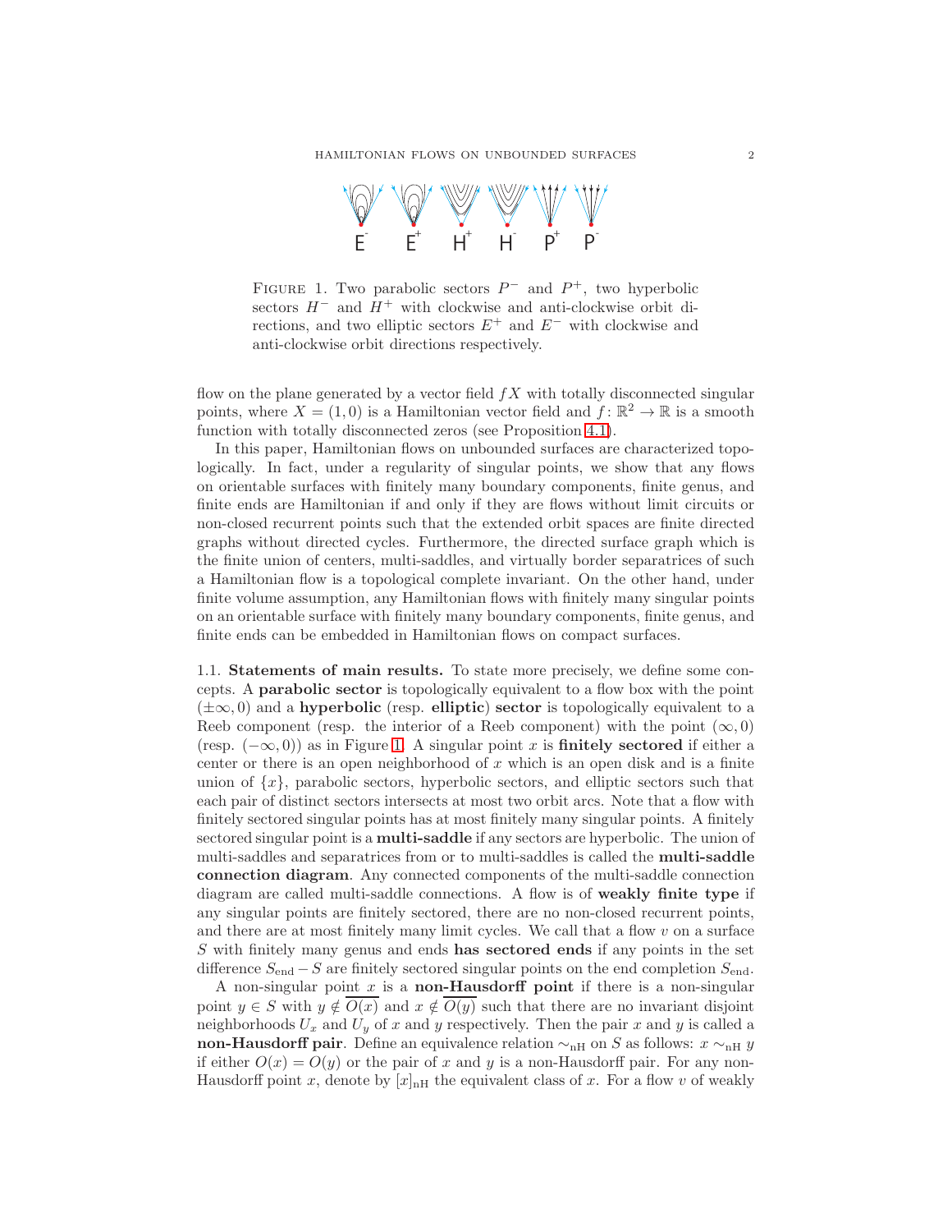FIGURE 1. Two parabolic sectors $P^-$ and $P^+$, two hyperbolic sectors $H^-$ and $H^+$ with clockwise and anti-clockwise orbit directions, and two elliptic sectors $E^+$ and $E^-$ with clockwise and anti-clockwise orbit directions respectively.

flow on the plane generated by a vector field $fX$ with totally disconnected singular points, where $X = (1,0)$ is a Hamiltonian vector field and $f \colon \mathbb{R}^2 \to \mathbb{R}$ is a smooth function with totally disconnected zeros (see Proposition 4.1).

In this paper, Hamiltonian flows on unbounded surfaces are characterized topologically. In fact, under a regularity of singular points, we show that any flows on orientable surfaces with finitely many boundary components, finite genus, and finite ends are Hamiltonian if and only if they are flows without limit circuits or non-closed recurrent points such that the extended orbit spaces are finite directed graphs without directed cycles. Furthermore, the directed surface graph which is the finite union of centers, multi-saddles, and virtually border separatrices of such a Hamiltonian flow is a topological complete invariant. On the other hand, under finite volume assumption, any Hamiltonian flows with finitely many singular points on an orientable surface with finitely many boundary components, finite genus, and finite ends can be embedded in Hamiltonian flows on compact surfaces.

### 1.1. Statements of main results.

To state more precisely, we define some concepts. A **parabolic sector** is topologically equivalent to a flow box with the point $(\pm\infty, 0)$ and a **hyperbolic** (resp. **elliptic**) **sector** is topologically equivalent to a Reeb component (resp. the interior of a Reeb component) with the point $(\infty, 0)$ (resp. $(-\infty, 0)$) as in Figure 1. A singular point $x$ is **finitely sectored** if either a center or there is an open neighborhood of $x$ which is an open disk and is a finite union of $\{x\}$, parabolic sectors, hyperbolic sectors, and elliptic sectors such that each pair of distinct sectors intersects at most two orbit arcs. Note that a flow with finitely sectored singular points has at most finitely many singular points. A finitely sectored singular point is a **multi-saddle** if any sectors are hyperbolic. The union of multi-saddles and separatrices from or to multi-saddles is called the **multi-saddle connection diagram**. Any connected components of the multi-saddle connection diagram are called multi-saddle connections. A flow is of **weakly finite type** if any singular points are finitely sectored, there are no non-closed recurrent points, and there are at most finitely many limit cycles. We call that a flow $v$ on a surface $S$ with finitely many genus and ends **has sectored ends** if any points in the set difference $S_{\mathrm{end}} - S$ are finitely sectored singular points on the end completion $S_{\mathrm{end}}$.

A non-singular point $x$ is a **non-Hausdorff point** if there is a non-singular point $y \in S$ with $y \notin \overline{O(x)}$ and $x \notin \overline{O(y)}$ such that there are no invariant disjoint neighborhoods $U_x$ and $U_y$ of $x$ and $y$ respectively. Then the pair $x$ and $y$ is called a **non-Hausdorff pair**. Define an equivalence relation $\sim_{\mathrm{nH}}$ on $S$ as follows: $x \sim_{\mathrm{nH}} y$ if either $O(x) = O(y)$ or the pair of $x$ and $y$ is a non-Hausdorff pair. For any non-Hausdorff point $x$, denote by $[x]_{\mathrm{nH}}$ the equivalent class of $x$. For a flow $v$ of weakly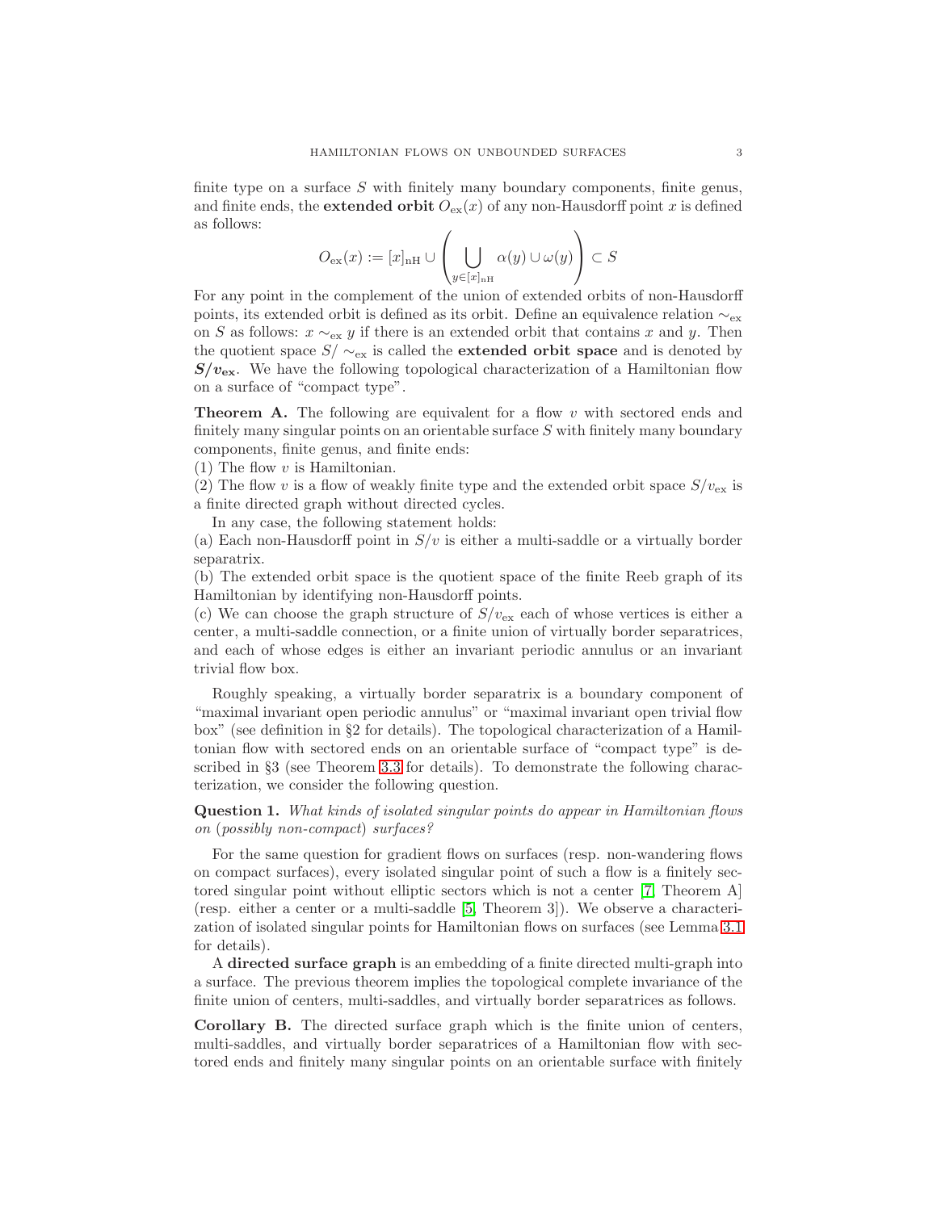finite type on a surface $S$ with finitely many boundary components, finite genus, and finite ends, the **extended orbit** $O_{\mathrm{ex}}(x)$ of any non-Hausdorff point $x$ is defined as follows:

$$O_{\mathrm{ex}}(x) := [x]_{\mathrm{nH}} \cup \left( \bigcup_{y \in [x]_{\mathrm{nH}}} \alpha(y) \cup \omega(y) \right) \subset S$$

For any point in the complement of the union of extended orbits of non-Hausdorff points, its extended orbit is defined as its orbit. Define an equivalence relation $\sim_{\mathrm{ex}}$ on $S$ as follows: $x \sim_{\mathrm{ex}} y$ if there is an extended orbit that contains $x$ and $y$. Then the quotient space $S/\sim_{\mathrm{ex}}$ is called the **extended orbit space** and is denoted by $\boldsymbol{S/v_{\mathrm{ex}}}$. We have the following topological characterization of a Hamiltonian flow on a surface of "compact type".

**Theorem A.** The following are equivalent for a flow $v$ with sectored ends and finitely many singular points on an orientable surface $S$ with finitely many boundary components, finite genus, and finite ends:
(1) The flow $v$ is Hamiltonian.
(2) The flow $v$ is a flow of weakly finite type and the extended orbit space $S/v_{\mathrm{ex}}$ is a finite directed graph without directed cycles.

In any case, the following statement holds:
(a) Each non-Hausdorff point in $S/v$ is either a multi-saddle or a virtually border separatrix.
(b) The extended orbit space is the quotient space of the finite Reeb graph of its Hamiltonian by identifying non-Hausdorff points.
(c) We can choose the graph structure of $S/v_{\mathrm{ex}}$ each of whose vertices is either a center, a multi-saddle connection, or a finite union of virtually border separatrices, and each of whose edges is either an invariant periodic annulus or an invariant trivial flow box.

Roughly speaking, a virtually border separatrix is a boundary component of "maximal invariant open periodic annulus" or "maximal invariant open trivial flow box" (see definition in §2 for details). The topological characterization of a Hamiltonian flow with sectored ends on an orientable surface of "compact type" is described in §3 (see Theorem 3.3 for details). To demonstrate the following characterization, we consider the following question.

**Question 1.** *What kinds of isolated singular points do appear in Hamiltonian flows on* (*possibly non-compact*) *surfaces?*

For the same question for gradient flows on surfaces (resp. non-wandering flows on compact surfaces), every isolated singular point of such a flow is a finitely sectored singular point without elliptic sectors which is not a center [7, Theorem A] (resp. either a center or a multi-saddle [5, Theorem 3]). We observe a characterization of isolated singular points for Hamiltonian flows on surfaces (see Lemma 3.1 for details).

A **directed surface graph** is an embedding of a finite directed multi-graph into a surface. The previous theorem implies the topological complete invariance of the finite union of centers, multi-saddles, and virtually border separatrices as follows.

**Corollary B.** The directed surface graph which is the finite union of centers, multi-saddles, and virtually border separatrices of a Hamiltonian flow with sectored ends and finitely many singular points on an orientable surface with finitely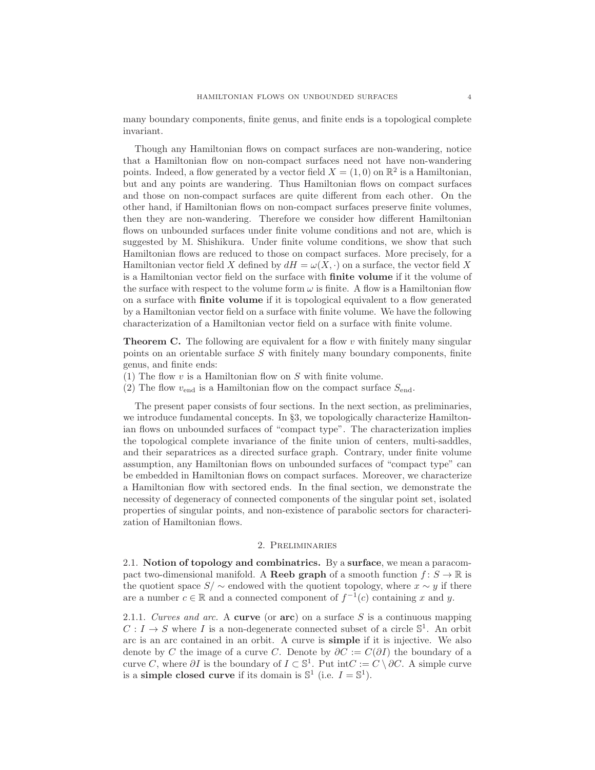many boundary components, finite genus, and finite ends is a topological complete invariant.

Though any Hamiltonian flows on compact surfaces are non-wandering, notice that a Hamiltonian flow on non-compact surfaces need not have non-wandering points. Indeed, a flow generated by a vector field $X = (1, 0)$ on $\mathbb{R}^2$ is a Hamiltonian, but and any points are wandering. Thus Hamiltonian flows on compact surfaces and those on non-compact surfaces are quite different from each other. On the other hand, if Hamiltonian flows on non-compact surfaces preserve finite volumes, then they are non-wandering. Therefore we consider how different Hamiltonian flows on unbounded surfaces under finite volume conditions and not are, which is suggested by M. Shishikura. Under finite volume conditions, we show that such Hamiltonian flows are reduced to those on compact surfaces. More precisely, for a Hamiltonian vector field $X$ defined by $dH = \omega(X, \cdot)$ on a surface, the vector field $X$ is a Hamiltonian vector field on the surface with **finite volume** if it the volume of the surface with respect to the volume form $\omega$ is finite. A flow is a Hamiltonian flow on a surface with **finite volume** if it is topological equivalent to a flow generated by a Hamiltonian vector field on a surface with finite volume. We have the following characterization of a Hamiltonian vector field on a surface with finite volume.

**Theorem C.** *The following are equivalent for a flow $v$ with finitely many singular points on an orientable surface $S$ with finitely many boundary components, finite genus, and finite ends:*
*(1) The flow $v$ is a Hamiltonian flow on $S$ with finite volume.*
*(2) The flow $v_{\text{end}}$ is a Hamiltonian flow on the compact surface $S_{\text{end}}$.*

The present paper consists of four sections. In the next section, as preliminaries, we introduce fundamental concepts. In §3, we topologically characterize Hamiltonian flows on unbounded surfaces of "compact type". The characterization implies the topological complete invariance of the finite union of centers, multi-saddles, and their separatrices as a directed surface graph. Contrary, under finite volume assumption, any Hamiltonian flows on unbounded surfaces of "compact type" can be embedded in Hamiltonian flows on compact surfaces. Moreover, we characterize a Hamiltonian flow with sectored ends. In the final section, we demonstrate the necessity of degeneracy of connected components of the singular point set, isolated properties of singular points, and non-existence of parabolic sectors for characterization of Hamiltonian flows.

## 2. Preliminaries

### 2.1. Notion of topology and combinatrics.

By a **surface**, we mean a paracompact two-dimensional manifold. A **Reeb graph** of a smooth function $f : S \to \mathbb{R}$ is the quotient space $S/\sim$ endowed with the quotient topology, where $x \sim y$ if there are a number $c \in \mathbb{R}$ and a connected component of $f^{-1}(c)$ containing $x$ and $y$.

#### 2.1.1. *Curves and arc.*

A **curve** (or **arc**) on a surface $S$ is a continuous mapping $C : I \to S$ where $I$ is a non-degenerate connected subset of a circle $\mathbb{S}^1$. An orbit arc is an arc contained in an orbit. A curve is **simple** if it is injective. We also denote by $C$ the image of a curve $C$. Denote by $\partial C := C(\partial I)$ the boundary of a curve $C$, where $\partial I$ is the boundary of $I \subset \mathbb{S}^1$. Put $\text{int}C := C \setminus \partial C$. A simple curve is a **simple closed curve** if its domain is $\mathbb{S}^1$ (i.e. $I = \mathbb{S}^1$).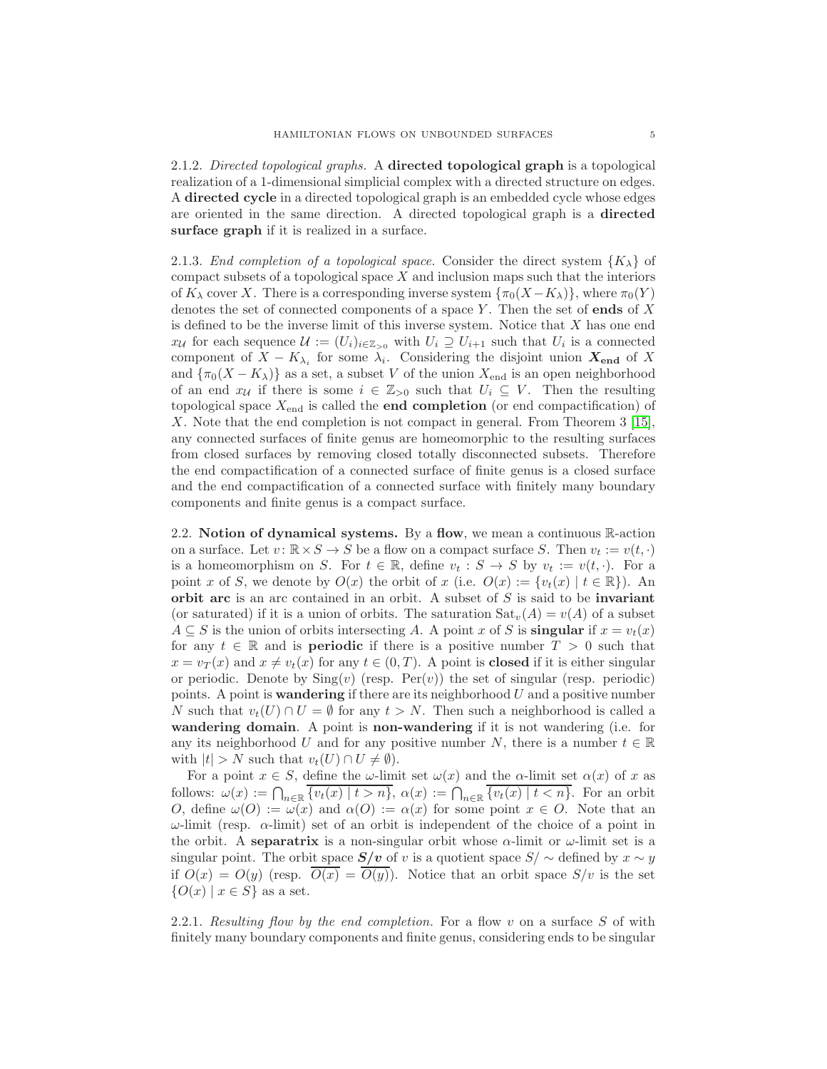2.1.2. *Directed topological graphs.* A **directed topological graph** is a topological realization of a 1-dimensional simplicial complex with a directed structure on edges. A **directed cycle** in a directed topological graph is an embedded cycle whose edges are oriented in the same direction. A directed topological graph is a **directed surface graph** if it is realized in a surface.

2.1.3. *End completion of a topological space.* Consider the direct system $\{K_\lambda\}$ of compact subsets of a topological space $X$ and inclusion maps such that the interiors of $K_\lambda$ cover $X$. There is a corresponding inverse system $\{\pi_0(X - K_\lambda)\}$, where $\pi_0(Y)$ denotes the set of connected components of a space $Y$. Then the set of **ends** of $X$ is defined to be the inverse limit of this inverse system. Notice that $X$ has one end $x_{\mathcal{U}}$ for each sequence $\mathcal{U} := (U_i)_{i \in \mathbb{Z}_{>0}}$ with $U_i \supseteq U_{i+1}$ such that $U_i$ is a connected component of $X - K_{\lambda_i}$ for some $\lambda_i$. Considering the disjoint union $\boldsymbol{X_{\mathrm{end}}}$ of $X$ and $\{\pi_0(X - K_\lambda)\}$ as a set, a subset $V$ of the union $X_{\mathrm{end}}$ is an open neighborhood of an end $x_{\mathcal{U}}$ if there is some $i \in \mathbb{Z}_{>0}$ such that $U_i \subseteq V$. Then the resulting topological space $X_{\mathrm{end}}$ is called the **end completion** (or end compactification) of $X$. Note that the end completion is not compact in general. From Theorem 3 [15], any connected surfaces of finite genus are homeomorphic to the resulting surfaces from closed surfaces by removing closed totally disconnected subsets. Therefore the end compactification of a connected surface of finite genus is a closed surface and the end compactification of a connected surface with finitely many boundary components and finite genus is a compact surface.

2.2. **Notion of dynamical systems.** By a **flow**, we mean a continuous $\mathbb{R}$-action on a surface. Let $v \colon \mathbb{R} \times S \to S$ be a flow on a compact surface $S$. Then $v_t := v(t, \cdot)$ is a homeomorphism on $S$. For $t \in \mathbb{R}$, define $v_t : S \to S$ by $v_t := v(t, \cdot)$. For a point $x$ of $S$, we denote by $O(x)$ the orbit of $x$ (i.e. $O(x) := \{v_t(x) \mid t \in \mathbb{R}\}$). An **orbit arc** is an arc contained in an orbit. A subset of $S$ is said to be **invariant** (or saturated) if it is a union of orbits. The saturation $\mathrm{Sat}_v(A) = v(A)$ of a subset $A \subseteq S$ is the union of orbits intersecting $A$. A point $x$ of $S$ is **singular** if $x = v_t(x)$ for any $t \in \mathbb{R}$ and is **periodic** if there is a positive number $T > 0$ such that $x = v_T(x)$ and $x \neq v_t(x)$ for any $t \in (0, T)$. A point is **closed** if it is either singular or periodic. Denote by $\mathrm{Sing}(v)$ (resp. $\mathrm{Per}(v)$) the set of singular (resp. periodic) points. A point is **wandering** if there are its neighborhood $U$ and a positive number $N$ such that $v_t(U) \cap U = \emptyset$ for any $t > N$. Then such a neighborhood is called a **wandering domain**. A point is **non-wandering** if it is not wandering (i.e. for any its neighborhood $U$ and for any positive number $N$, there is a number $t \in \mathbb{R}$ with $|t| > N$ such that $v_t(U) \cap U \neq \emptyset$).

For a point $x \in S$, define the $\omega$-limit set $\omega(x)$ and the $\alpha$-limit set $\alpha(x)$ of $x$ as follows: $\omega(x) := \bigcap_{n \in \mathbb{R}} \overline{\{v_t(x) \mid t > n\}}$, $\alpha(x) := \bigcap_{n \in \mathbb{R}} \overline{\{v_t(x) \mid t < n\}}$. For an orbit $O$, define $\omega(O) := \omega(x)$ and $\alpha(O) := \alpha(x)$ for some point $x \in O$. Note that an $\omega$-limit (resp. $\alpha$-limit) set of an orbit is independent of the choice of a point in the orbit. A **separatrix** is a non-singular orbit whose $\alpha$-limit or $\omega$-limit set is a singular point. The orbit space $\boldsymbol{S/v}$ of $v$ is a quotient space $S/\sim$ defined by $x \sim y$ if $O(x) = O(y)$ (resp. $\overline{O(x)} = \overline{O(y)}$). Notice that an orbit space $S/v$ is the set $\{O(x) \mid x \in S\}$ as a set.

2.2.1. *Resulting flow by the end completion.* For a flow $v$ on a surface $S$ of with finitely many boundary components and finite genus, considering ends to be singular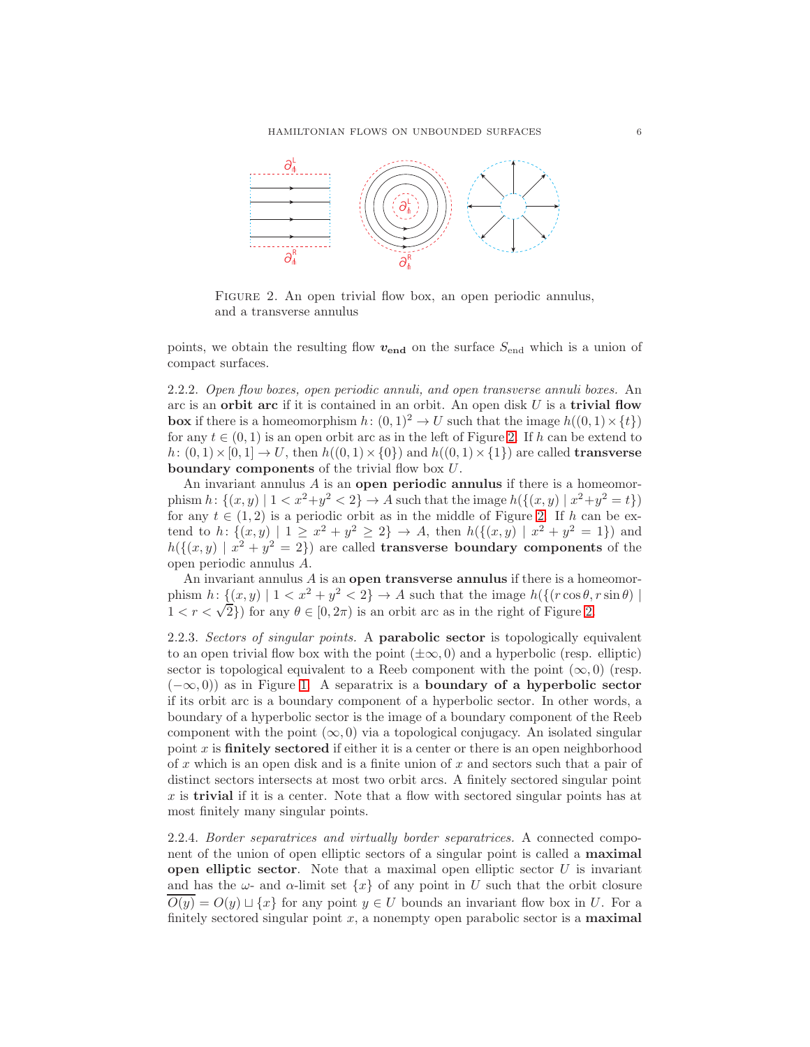FIGURE 2. An open trivial flow box, an open periodic annulus, and a transverse annulus

points, we obtain the resulting flow $\boldsymbol{v}_{\mathbf{end}}$ on the surface $S_{\text{end}}$ which is a union of compact surfaces.

2.2.2. *Open flow boxes, open periodic annuli, and open transverse annuli boxes.* An arc is an **orbit arc** if it is contained in an orbit. An open disk $U$ is a **trivial flow box** if there is a homeomorphism $h\colon (0,1)^2 \to U$ such that the image $h((0,1)\times\{t\})$ for any $t \in (0,1)$ is an open orbit arc as in the left of Figure 2. If $h$ can be extend to $h\colon (0,1)\times[0,1] \to U$, then $h((0,1)\times\{0\})$ and $h((0,1)\times\{1\})$ are called **transverse boundary components** of the trivial flow box $U$.

An invariant annulus $A$ is an **open periodic annulus** if there is a homeomorphism $h\colon \{(x,y) \mid 1 < x^2+y^2 < 2\} \to A$ such that the image $h(\{(x,y) \mid x^2+y^2 = t\})$ for any $t \in (1,2)$ is a periodic orbit as in the middle of Figure 2. If $h$ can be extend to $h\colon \{(x,y) \mid 1 \geq x^2+y^2 \geq 2\} \to A$, then $h(\{(x,y) \mid x^2+y^2 = 1\})$ and $h(\{(x,y) \mid x^2+y^2 = 2\})$ are called **transverse boundary components** of the open periodic annulus $A$.

An invariant annulus $A$ is an **open transverse annulus** if there is a homeomorphism $h\colon \{(x,y) \mid 1 < x^2+y^2 < 2\} \to A$ such that the image $h(\{(r\cos\theta, r\sin\theta) \mid 1 < r < \sqrt{2}\})$ for any $\theta \in [0,2\pi)$ is an orbit arc as in the right of Figure 2.

2.2.3. *Sectors of singular points.* A **parabolic sector** is topologically equivalent to an open trivial flow box with the point $(\pm\infty, 0)$ and a hyperbolic (resp. elliptic) sector is topological equivalent to a Reeb component with the point $(\infty, 0)$ (resp. $(-\infty, 0)$) as in Figure 1. A separatrix is a **boundary of a hyperbolic sector** if its orbit arc is a boundary component of a hyperbolic sector. In other words, a boundary of a hyperbolic sector is the image of a boundary component of the Reeb component with the point $(\infty, 0)$ via a topological conjugacy. An isolated singular point $x$ is **finitely sectored** if either it is a center or there is an open neighborhood of $x$ which is an open disk and is a finite union of $x$ and sectors such that a pair of distinct sectors intersects at most two orbit arcs. A finitely sectored singular point $x$ is **trivial** if it is a center. Note that a flow with sectored singular points has at most finitely many singular points.

2.2.4. *Border separatrices and virtually border separatrices.* A connected component of the union of open elliptic sectors of a singular point is called a **maximal open elliptic sector**. Note that a maximal open elliptic sector $U$ is invariant and has the $\omega$- and $\alpha$-limit set $\{x\}$ of any point in $U$ such that the orbit closure $\overline{O(y)} = O(y) \sqcup \{x\}$ for any point $y \in U$ bounds an invariant flow box in $U$. For a finitely sectored singular point $x$, a nonempty open parabolic sector is a **maximal**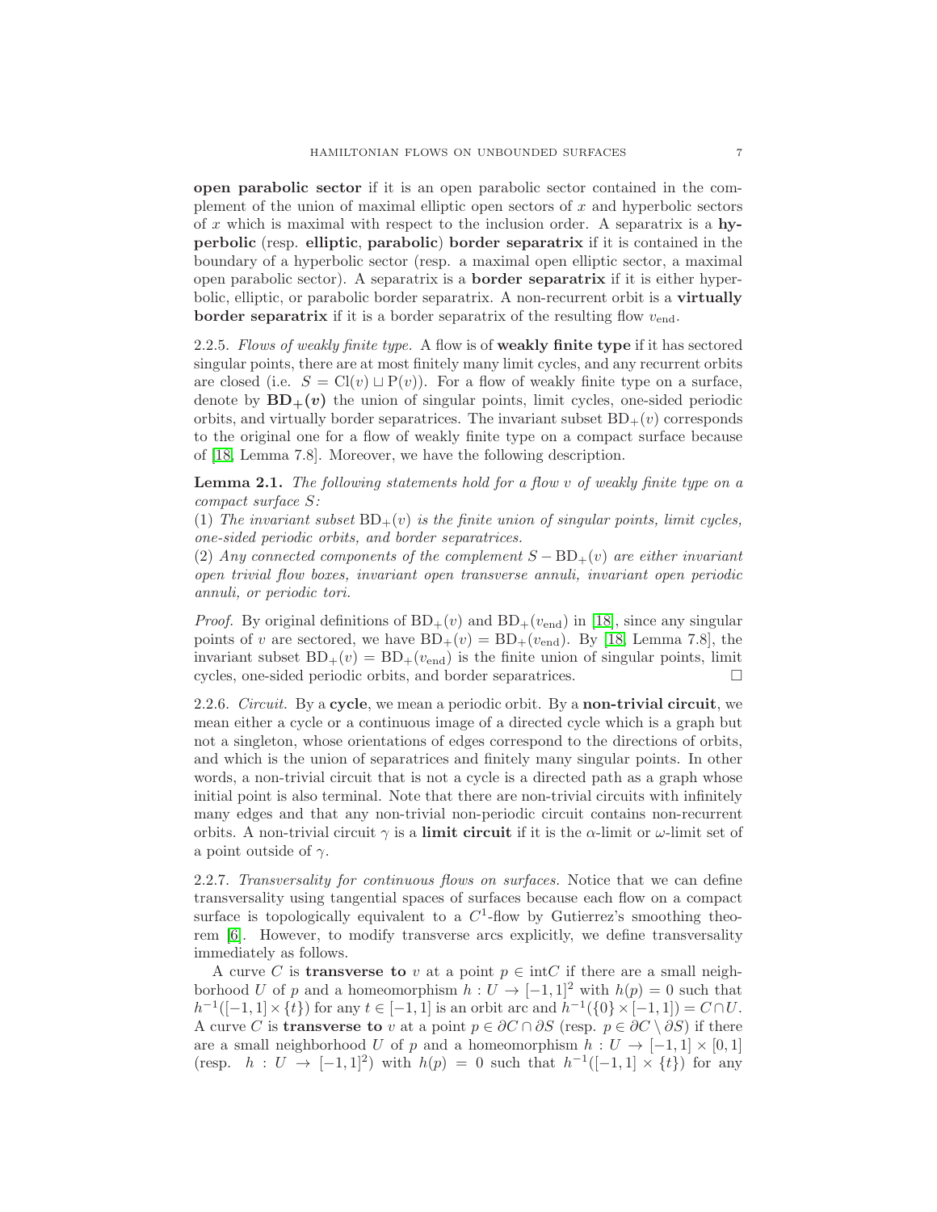**open parabolic sector** if it is an open parabolic sector contained in the complement of the union of maximal elliptic open sectors of $x$ and hyperbolic sectors of $x$ which is maximal with respect to the inclusion order. A separatrix is a **hyperbolic** (resp. **elliptic**, **parabolic**) **border separatrix** if it is contained in the boundary of a hyperbolic sector (resp. a maximal open elliptic sector, a maximal open parabolic sector). A separatrix is a **border separatrix** if it is either hyperbolic, elliptic, or parabolic border separatrix. A non-recurrent orbit is a **virtually border separatrix** if it is a border separatrix of the resulting flow $v_{\mathrm{end}}$.

2.2.5. *Flows of weakly finite type.* A flow is of **weakly finite type** if it has sectored singular points, there are at most finitely many limit cycles, and any recurrent orbits are closed (i.e. $S = \mathrm{Cl}(v) \sqcup \mathrm{P}(v)$). For a flow of weakly finite type on a surface, denote by $\mathbf{BD}_+(v)$ the union of singular points, limit cycles, one-sided periodic orbits, and virtually border separatrices. The invariant subset $\mathrm{BD}_+(v)$ corresponds to the original one for a flow of weakly finite type on a compact surface because of [18, Lemma 7.8]. Moreover, we have the following description.

**Lemma 2.1.** *The following statements hold for a flow $v$ of weakly finite type on a compact surface $S$:*
*(1) The invariant subset $\mathrm{BD}_+(v)$ is the finite union of singular points, limit cycles, one-sided periodic orbits, and border separatrices.*
*(2) Any connected components of the complement $S - \mathrm{BD}_+(v)$ are either invariant open trivial flow boxes, invariant open transverse annuli, invariant open periodic annuli, or periodic tori.*

*Proof.* By original definitions of $\mathrm{BD}_+(v)$ and $\mathrm{BD}_+(v_{\mathrm{end}})$ in [18], since any singular points of $v$ are sectored, we have $\mathrm{BD}_+(v) = \mathrm{BD}_+(v_{\mathrm{end}})$. By [18, Lemma 7.8], the invariant subset $\mathrm{BD}_+(v) = \mathrm{BD}_+(v_{\mathrm{end}})$ is the finite union of singular points, limit cycles, one-sided periodic orbits, and border separatrices. $\square$

2.2.6. *Circuit.* By a **cycle**, we mean a periodic orbit. By a **non-trivial circuit**, we mean either a cycle or a continuous image of a directed cycle which is a graph but not a singleton, whose orientations of edges correspond to the directions of orbits, and which is the union of separatrices and finitely many singular points. In other words, a non-trivial circuit that is not a cycle is a directed path as a graph whose initial point is also terminal. Note that there are non-trivial circuits with infinitely many edges and that any non-trivial non-periodic circuit contains non-recurrent orbits. A non-trivial circuit $\gamma$ is a **limit circuit** if it is the $\alpha$-limit or $\omega$-limit set of a point outside of $\gamma$.

2.2.7. *Transversality for continuous flows on surfaces.* Notice that we can define transversality using tangential spaces of surfaces because each flow on a compact surface is topologically equivalent to a $C^1$-flow by Gutierrez's smoothing theorem [6]. However, to modify transverse arcs explicitly, we define transversality immediately as follows.

A curve $C$ is **transverse to** $v$ at a point $p \in \mathrm{int}C$ if there are a small neighborhood $U$ of $p$ and a homeomorphism $h : U \to [-1,1]^2$ with $h(p) = 0$ such that $h^{-1}([-1,1] \times \{t\})$ for any $t \in [-1,1]$ is an orbit arc and $h^{-1}(\{0\} \times [-1,1]) = C \cap U$. A curve $C$ is **transverse to** $v$ at a point $p \in \partial C \cap \partial S$ (resp. $p \in \partial C \setminus \partial S$) if there are a small neighborhood $U$ of $p$ and a homeomorphism $h : U \to [-1,1] \times [0,1]$ (resp. $h : U \to [-1,1]^2$) with $h(p) = 0$ such that $h^{-1}([-1,1] \times \{t\})$ for any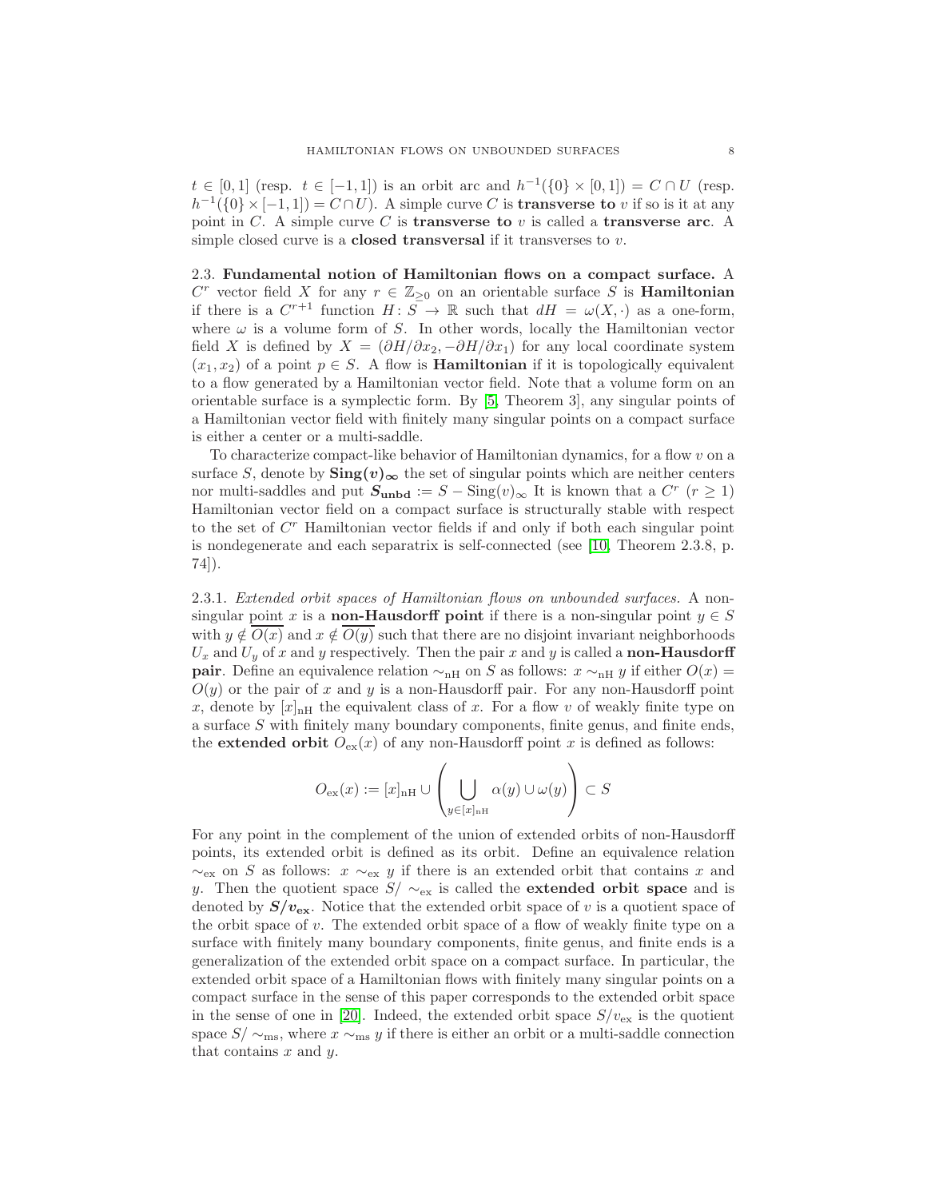$t \in [0,1]$ (resp. $t \in [-1,1]$) is an orbit arc and $h^{-1}(\{0\} \times [0,1]) = C \cap U$ (resp. $h^{-1}(\{0\} \times [-1,1]) = C \cap U$). A simple curve $C$ is **transverse to** $v$ if so is it at any point in $C$. A simple curve $C$ is **transverse to** $v$ is called a **transverse arc**. A simple closed curve is a **closed transversal** if it transverses to $v$.

### 2.3. Fundamental notion of Hamiltonian flows on a compact surface.

A $C^r$ vector field $X$ for any $r \in \mathbb{Z}_{\geq 0}$ on an orientable surface $S$ is **Hamiltonian** if there is a $C^{r+1}$ function $H \colon S \to \mathbb{R}$ such that $dH = \omega(X, \cdot)$ as a one-form, where $\omega$ is a volume form of $S$. In other words, locally the Hamiltonian vector field $X$ is defined by $X = (\partial H/\partial x_2, -\partial H/\partial x_1)$ for any local coordinate system $(x_1, x_2)$ of a point $p \in S$. A flow is **Hamiltonian** if it is topologically equivalent to a flow generated by a Hamiltonian vector field. Note that a volume form on an orientable surface is a symplectic form. By [5, Theorem 3], any singular points of a Hamiltonian vector field with finitely many singular points on a compact surface is either a center or a multi-saddle.

To characterize compact-like behavior of Hamiltonian dynamics, for a flow $v$ on a surface $S$, denote by $\mathbf{Sing}(v)_\infty$ the set of singular points which are neither centers nor multi-saddles and put $S_{\mathbf{unbd}} := S - \mathrm{Sing}(v)_\infty$ It is known that a $C^r$ $(r \geq 1)$ Hamiltonian vector field on a compact surface is structurally stable with respect to the set of $C^r$ Hamiltonian vector fields if and only if both each singular point is nondegenerate and each separatrix is self-connected (see [10, Theorem 2.3.8, p. 74]).

#### 2.3.1. *Extended orbit spaces of Hamiltonian flows on unbounded surfaces.*

A non-singular point $x$ is a **non-Hausdorff point** if there is a non-singular point $y \in S$ with $y \notin \overline{O(x)}$ and $x \notin \overline{O(y)}$ such that there are no disjoint invariant neighborhoods $U_x$ and $U_y$ of $x$ and $y$ respectively. Then the pair $x$ and $y$ is called a **non-Hausdorff pair**. Define an equivalence relation $\sim_{\mathrm{nH}}$ on $S$ as follows: $x \sim_{\mathrm{nH}} y$ if either $O(x) = O(y)$ or the pair of $x$ and $y$ is a non-Hausdorff pair. For any non-Hausdorff point $x$, denote by $[x]_{\mathrm{nH}}$ the equivalent class of $x$. For a flow $v$ of weakly finite type on a surface $S$ with finitely many boundary components, finite genus, and finite ends, the **extended orbit** $O_{\mathrm{ex}}(x)$ of any non-Hausdorff point $x$ is defined as follows:

$$O_{\mathrm{ex}}(x) := [x]_{\mathrm{nH}} \cup \left( \bigcup_{y \in [x]_{\mathrm{nH}}} \alpha(y) \cup \omega(y) \right) \subset S$$

For any point in the complement of the union of extended orbits of non-Hausdorff points, its extended orbit is defined as its orbit. Define an equivalence relation $\sim_{\mathrm{ex}}$ on $S$ as follows: $x \sim_{\mathrm{ex}} y$ if there is an extended orbit that contains $x$ and $y$. Then the quotient space $S/\sim_{\mathrm{ex}}$ is called the **extended orbit space** and is denoted by $\boldsymbol{S/v_{\mathrm{ex}}}$. Notice that the extended orbit space of $v$ is a quotient space of the orbit space of $v$. The extended orbit space of a flow of weakly finite type on a surface with finitely many boundary components, finite genus, and finite ends is a generalization of the extended orbit space on a compact surface. In particular, the extended orbit space of a Hamiltonian flows with finitely many singular points on a compact surface in the sense of this paper corresponds to the extended orbit space in the sense of one in [20]. Indeed, the extended orbit space $S/v_{\mathrm{ex}}$ is the quotient space $S/\sim_{\mathrm{ms}}$, where $x \sim_{\mathrm{ms}} y$ if there is either an orbit or a multi-saddle connection that contains $x$ and $y$.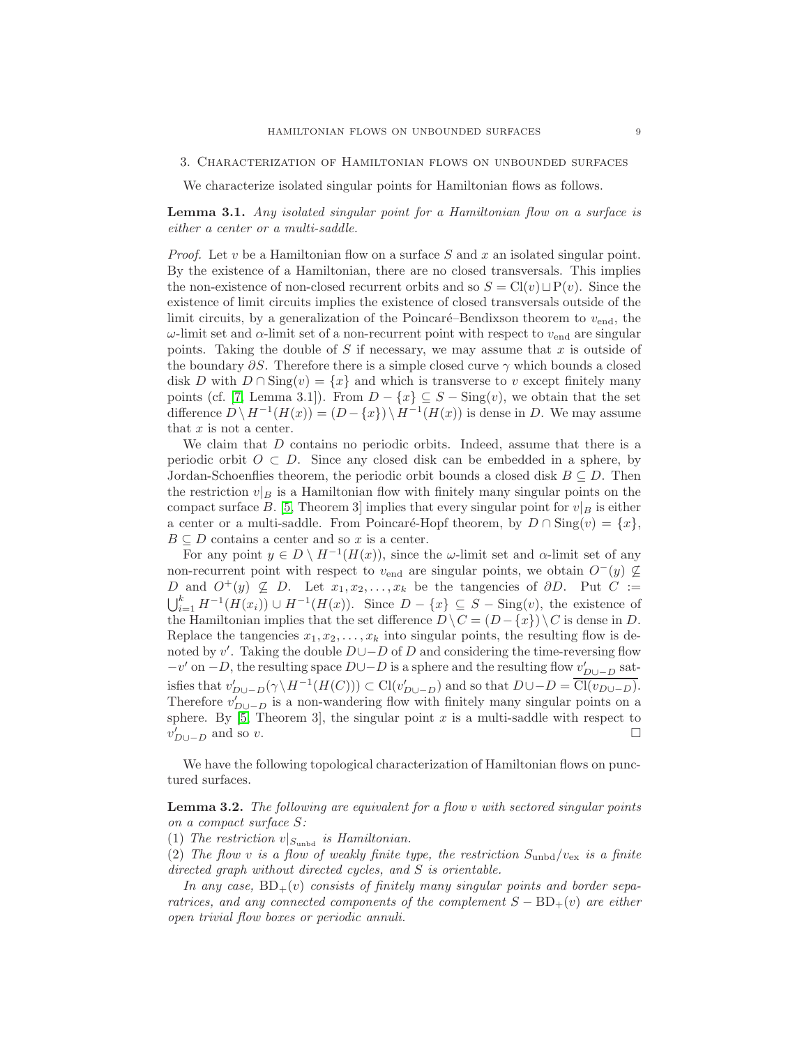## 3. Characterization of Hamiltonian flows on unbounded surfaces

We characterize isolated singular points for Hamiltonian flows as follows.

**Lemma 3.1.** *Any isolated singular point for a Hamiltonian flow on a surface is either a center or a multi-saddle.*

*Proof.* Let $v$ be a Hamiltonian flow on a surface $S$ and $x$ an isolated singular point. By the existence of a Hamiltonian, there are no closed transversals. This implies the non-existence of non-closed recurrent orbits and so $S = \mathrm{Cl}(v) \sqcup \mathrm{P}(v)$. Since the existence of limit circuits implies the existence of closed transversals outside of the limit circuits, by a generalization of the Poincaré–Bendixson theorem to $v_{\mathrm{end}}$, the $\omega$-limit set and $\alpha$-limit set of a non-recurrent point with respect to $v_{\mathrm{end}}$ are singular points. Taking the double of $S$ if necessary, we may assume that $x$ is outside of the boundary $\partial S$. Therefore there is a simple closed curve $\gamma$ which bounds a closed disk $D$ with $D \cap \mathrm{Sing}(v) = \{x\}$ and which is transverse to $v$ except finitely many points (cf. [7, Lemma 3.1]). From $D - \{x\} \subseteq S - \mathrm{Sing}(v)$, we obtain that the set difference $D \setminus H^{-1}(H(x)) = (D - \{x\}) \setminus H^{-1}(H(x))$ is dense in $D$. We may assume that $x$ is not a center.

We claim that $D$ contains no periodic orbits. Indeed, assume that there is a periodic orbit $O \subset D$. Since any closed disk can be embedded in a sphere, by Jordan-Schoenflies theorem, the periodic orbit bounds a closed disk $B \subsetneq D$. Then the restriction $v|_B$ is a Hamiltonian flow with finitely many singular points on the compact surface $B$. [5, Theorem 3] implies that every singular point for $v|_B$ is either a center or a multi-saddle. From Poincaré-Hopf theorem, by $D \cap \mathrm{Sing}(v) = \{x\}$, $B \subsetneq D$ contains a center and so $x$ is a center.

For any point $y \in D \setminus H^{-1}(H(x))$, since the $\omega$-limit set and $\alpha$-limit set of any non-recurrent point with respect to $v_{\mathrm{end}}$ are singular points, we obtain $O^-(y) \not\subseteq D$ and $O^+(y) \not\subseteq D$. Let $x_1, x_2, \ldots, x_k$ be the tangencies of $\partial D$. Put $C := \bigcup_{i=1}^k H^{-1}(H(x_i)) \cup H^{-1}(H(x))$. Since $D - \{x\} \subseteq S - \mathrm{Sing}(v)$, the existence of the Hamiltonian implies that the set difference $D \setminus C = (D - \{x\}) \setminus C$ is dense in $D$. Replace the tangencies $x_1, x_2, \ldots, x_k$ into singular points, the resulting flow is denoted by $v'$. Taking the double $D \cup -D$ of $D$ and considering the time-reversing flow $-v'$ on $-D$, the resulting space $D \cup -D$ is a sphere and the resulting flow $v'_{D \cup -D}$ satisfies that $v'_{D \cup -D}(\gamma \setminus H^{-1}(H(C))) \subset \mathrm{Cl}(v'_{D \cup -D})$ and so that $D \cup -D = \overline{\mathrm{Cl}(v_{D \cup -D})}$. Therefore $v'_{D \cup -D}$ is a non-wandering flow with finitely many singular points on a sphere. By [5, Theorem 3], the singular point $x$ is a multi-saddle with respect to $v'_{D \cup -D}$ and so $v$. $\square$

We have the following topological characterization of Hamiltonian flows on punctured surfaces.

**Lemma 3.2.** *The following are equivalent for a flow $v$ with sectored singular points on a compact surface $S$:*
(1) *The restriction $v|_{S_{\mathrm{unbd}}}$ is Hamiltonian.*
(2) *The flow $v$ is a flow of weakly finite type, the restriction $S_{\mathrm{unbd}}/v_{\mathrm{ex}}$ is a finite directed graph without directed cycles, and $S$ is orientable.*

*In any case, $\mathrm{BD}_+(v)$ consists of finitely many singular points and border separatrices, and any connected components of the complement $S - \mathrm{BD}_+(v)$ are either open trivial flow boxes or periodic annuli.*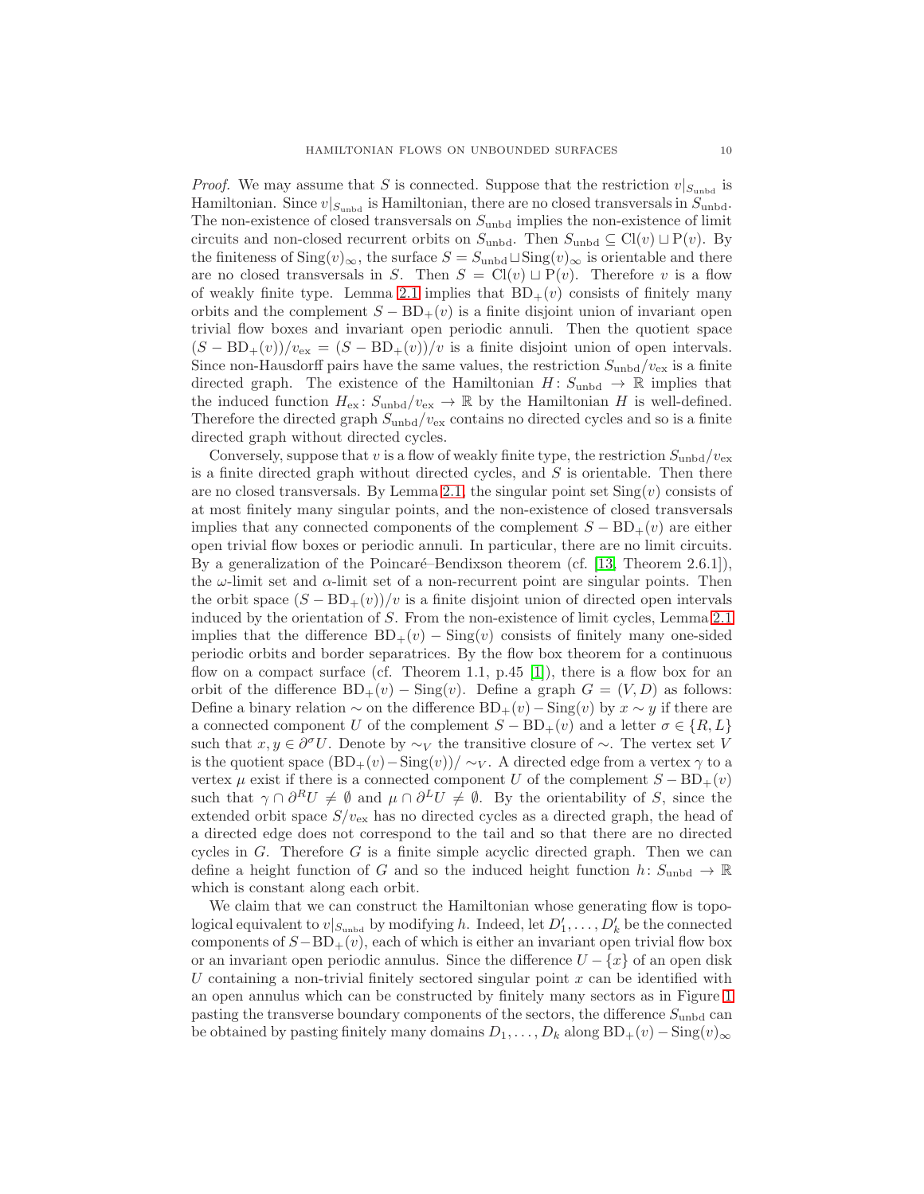*Proof.* We may assume that $S$ is connected. Suppose that the restriction $v|_{S_{\mathrm{unbd}}}$ is Hamiltonian. Since $v|_{S_{\mathrm{unbd}}}$ is Hamiltonian, there are no closed transversals in $S_{\mathrm{unbd}}$. The non-existence of closed transversals on $S_{\mathrm{unbd}}$ implies the non-existence of limit circuits and non-closed recurrent orbits on $S_{\mathrm{unbd}}$. Then $S_{\mathrm{unbd}} \subseteq \mathrm{Cl}(v) \sqcup \mathrm{P}(v)$. By the finiteness of $\mathrm{Sing}(v)_\infty$, the surface $S = S_{\mathrm{unbd}} \sqcup \mathrm{Sing}(v)_\infty$ is orientable and there are no closed transversals in $S$. Then $S = \mathrm{Cl}(v) \sqcup \mathrm{P}(v)$. Therefore $v$ is a flow of weakly finite type. Lemma 2.1 implies that $\mathrm{BD}_+(v)$ consists of finitely many orbits and the complement $S - \mathrm{BD}_+(v)$ is a finite disjoint union of invariant open trivial flow boxes and invariant open periodic annuli. Then the quotient space $(S - \mathrm{BD}_+(v))/v_{\mathrm{ex}} = (S - \mathrm{BD}_+(v))/v$ is a finite disjoint union of open intervals. Since non-Hausdorff pairs have the same values, the restriction $S_{\mathrm{unbd}}/v_{\mathrm{ex}}$ is a finite directed graph. The existence of the Hamiltonian $H \colon S_{\mathrm{unbd}} \to \mathbb{R}$ implies that the induced function $H_{\mathrm{ex}} \colon S_{\mathrm{unbd}}/v_{\mathrm{ex}} \to \mathbb{R}$ by the Hamiltonian $H$ is well-defined. Therefore the directed graph $S_{\mathrm{unbd}}/v_{\mathrm{ex}}$ contains no directed cycles and so is a finite directed graph without directed cycles.

Conversely, suppose that $v$ is a flow of weakly finite type, the restriction $S_{\mathrm{unbd}}/v_{\mathrm{ex}}$ is a finite directed graph without directed cycles, and $S$ is orientable. Then there are no closed transversals. By Lemma 2.1, the singular point set $\mathrm{Sing}(v)$ consists of at most finitely many singular points, and the non-existence of closed transversals implies that any connected components of the complement $S - \mathrm{BD}_+(v)$ are either open trivial flow boxes or periodic annuli. In particular, there are no limit circuits. By a generalization of the Poincaré–Bendixson theorem (cf. [13, Theorem 2.6.1]), the $\omega$-limit set and $\alpha$-limit set of a non-recurrent point are singular points. Then the orbit space $(S - \mathrm{BD}_+(v))/v$ is a finite disjoint union of directed open intervals induced by the orientation of $S$. From the non-existence of limit cycles, Lemma 2.1 implies that the difference $\mathrm{BD}_+(v) - \mathrm{Sing}(v)$ consists of finitely many one-sided periodic orbits and border separatrices. By the flow box theorem for a continuous flow on a compact surface (cf. Theorem 1.1, p.45 [1]), there is a flow box for an orbit of the difference $\mathrm{BD}_+(v) - \mathrm{Sing}(v)$. Define a graph $G = (V, D)$ as follows: Define a binary relation $\sim$ on the difference $\mathrm{BD}_+(v) - \mathrm{Sing}(v)$ by $x \sim y$ if there are a connected component $U$ of the complement $S - \mathrm{BD}_+(v)$ and a letter $\sigma \in \{R, L\}$ such that $x, y \in \partial^\sigma U$. Denote by $\sim_V$ the transitive closure of $\sim$. The vertex set $V$ is the quotient space $(\mathrm{BD}_+(v) - \mathrm{Sing}(v))/\sim_V$. A directed edge from a vertex $\gamma$ to a vertex $\mu$ exist if there is a connected component $U$ of the complement $S - \mathrm{BD}_+(v)$ such that $\gamma \cap \partial^R U \neq \emptyset$ and $\mu \cap \partial^L U \neq \emptyset$. By the orientability of $S$, since the extended orbit space $S/v_{\mathrm{ex}}$ has no directed cycles as a directed graph, the head of a directed edge does not correspond to the tail and so that there are no directed cycles in $G$. Therefore $G$ is a finite simple acyclic directed graph. Then we can define a height function of $G$ and so the induced height function $h \colon S_{\mathrm{unbd}} \to \mathbb{R}$ which is constant along each orbit.

We claim that we can construct the Hamiltonian whose generating flow is topological equivalent to $v|_{S_{\mathrm{unbd}}}$ by modifying $h$. Indeed, let $D'_1, \ldots, D'_k$ be the connected components of $S - \mathrm{BD}_+(v)$, each of which is either an invariant open trivial flow box or an invariant open periodic annulus. Since the difference $U - \{x\}$ of an open disk $U$ containing a non-trivial finitely sectored singular point $x$ can be identified with an open annulus which can be constructed by finitely many sectors as in Figure 1 pasting the transverse boundary components of the sectors, the difference $S_{\mathrm{unbd}}$ can be obtained by pasting finitely many domains $D_1, \ldots, D_k$ along $\mathrm{BD}_+(v) - \mathrm{Sing}(v)_\infty$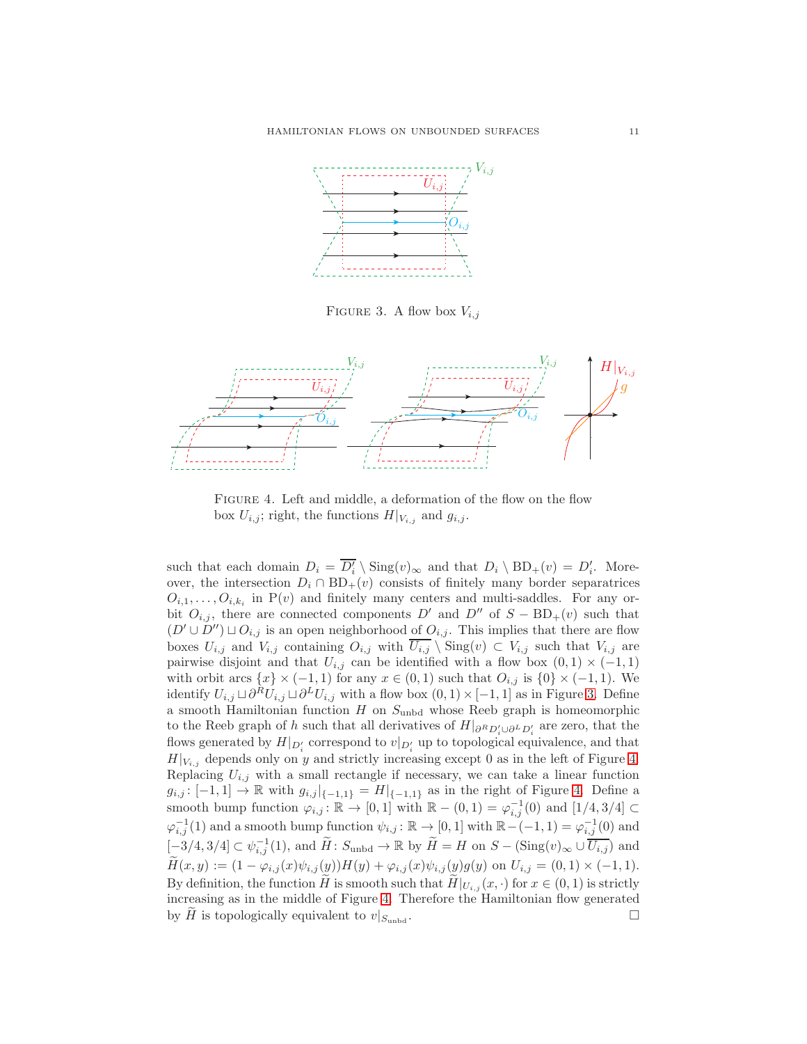FIGURE 3. A flow box $V_{i,j}$

FIGURE 4. Left and middle, a deformation of the flow on the flow box $U_{i,j}$; right, the functions $H|_{V_{i,j}}$ and $g_{i,j}$.

such that each domain $D_i = \overline{D_i'} \setminus \mathrm{Sing}(v)_\infty$ and that $D_i \setminus \mathrm{BD}_+(v) = D_i'$. Moreover, the intersection $D_i \cap \mathrm{BD}_+(v)$ consists of finitely many border separatrices $O_{i,1}, \ldots, O_{i,k_i}$ in $\mathrm{P}(v)$ and finitely many centers and multi-saddles. For any orbit $O_{i,j}$, there are connected components $D'$ and $D''$ of $S - \mathrm{BD}_+(v)$ such that $(D' \cup D'') \sqcup O_{i,j}$ is an open neighborhood of $O_{i,j}$. This implies that there are flow boxes $U_{i,j}$ and $V_{i,j}$ containing $O_{i,j}$ with $\overline{U_{i,j}} \setminus \mathrm{Sing}(v) \subset V_{i,j}$ such that $V_{i,j}$ are pairwise disjoint and that $U_{i,j}$ can be identified with a flow box $(0,1) \times (-1,1)$ with orbit arcs $\{x\} \times (-1,1)$ for any $x \in (0,1)$ such that $O_{i,j}$ is $\{0\} \times (-1,1)$. We identify $U_{i,j} \sqcup \partial^R U_{i,j} \sqcup \partial^L U_{i,j}$ with a flow box $(0,1) \times [-1,1]$ as in Figure 3. Define a smooth Hamiltonian function $H$ on $S_{\mathrm{unbd}}$ whose Reeb graph is homeomorphic to the Reeb graph of $h$ such that all derivatives of $H|_{\partial^R D_i' \sqcup \partial^L D_i'}$ are zero, that the flows generated by $H|_{D_i'}$ correspond to $v|_{D_i'}$ up to topological equivalence, and that $H|_{V_{i,j}}$ depends only on $y$ and strictly increasing except 0 as in the left of Figure 4. Replacing $U_{i,j}$ with a small rectangle if necessary, we can take a linear function $g_{i,j} \colon [-1,1] \to \mathbb{R}$ with $g_{i,j}|_{\{-1,1\}} = H|_{\{-1,1\}}$ as in the right of Figure 4. Define a smooth bump function $\varphi_{i,j} \colon \mathbb{R} \to [0,1]$ with $\mathbb{R} - (0,1) = \varphi_{i,j}^{-1}(0)$ and $[1/4, 3/4] \subset \varphi_{i,j}^{-1}(1)$ and a smooth bump function $\psi_{i,j} \colon \mathbb{R} \to [0,1]$ with $\mathbb{R} - (-1,1) = \varphi_{i,j}^{-1}(0)$ and $[-3/4, 3/4] \subset \psi_{i,j}^{-1}(1)$, and $\widetilde{H} \colon S_{\mathrm{unbd}} \to \mathbb{R}$ by $\widetilde{H} = H$ on $S - (\mathrm{Sing}(v)_\infty \cup \overline{U_{i,j}})$ and $\widetilde{H}(x,y) := (1 - \varphi_{i,j}(x)\psi_{i,j}(y))H(y) + \varphi_{i,j}(x)\psi_{i,j}(y)g(y)$ on $U_{i,j} = (0,1) \times (-1,1)$. By definition, the function $\widetilde{H}$ is smooth such that $\widetilde{H}|_{U_{i,j}}(x, \cdot)$ for $x \in (0,1)$ is strictly increasing as in the middle of Figure 4. Therefore the Hamiltonian flow generated by $\widetilde{H}$ is topologically equivalent to $v|_{S_{\mathrm{unbd}}}$. □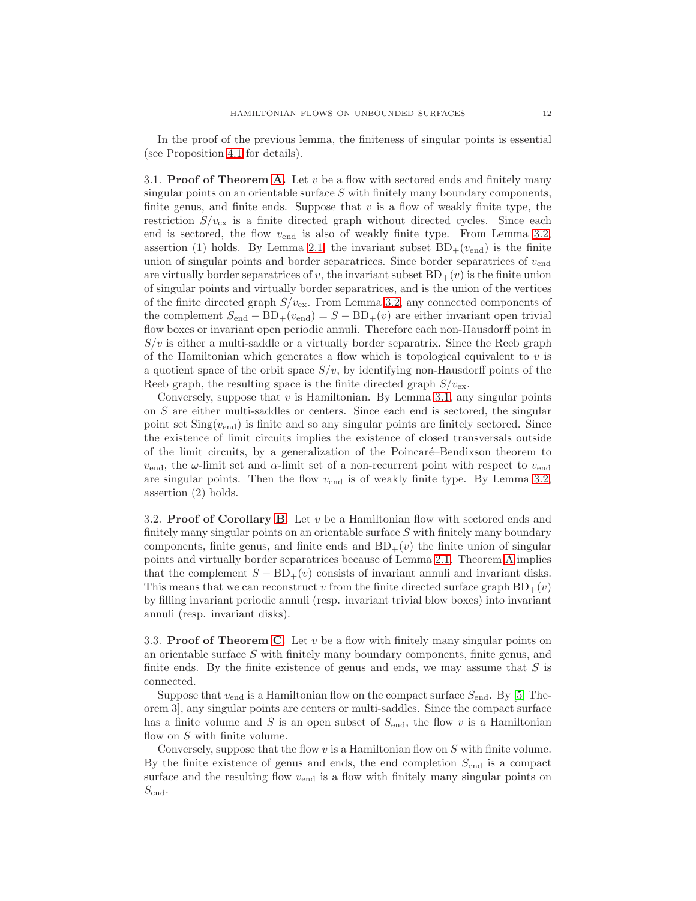In the proof of the previous lemma, the finiteness of singular points is essential (see Proposition 4.1 for details).

### 3.1. Proof of Theorem A.

Let $v$ be a flow with sectored ends and finitely many singular points on an orientable surface $S$ with finitely many boundary components, finite genus, and finite ends. Suppose that $v$ is a flow of weakly finite type, the restriction $S/v_{\mathrm{ex}}$ is a finite directed graph without directed cycles. Since each end is sectored, the flow $v_{\mathrm{end}}$ is also of weakly finite type. From Lemma 3.2, assertion (1) holds. By Lemma 2.1, the invariant subset $\mathrm{BD}_+(v_{\mathrm{end}})$ is the finite union of singular points and border separatrices. Since border separatrices of $v_{\mathrm{end}}$ are virtually border separatrices of $v$, the invariant subset $\mathrm{BD}_+(v)$ is the finite union of singular points and virtually border separatrices, and is the union of the vertices of the finite directed graph $S/v_{\mathrm{ex}}$. From Lemma 3.2, any connected components of the complement $S_{\mathrm{end}} - \mathrm{BD}_+(v_{\mathrm{end}}) = S - \mathrm{BD}_+(v)$ are either invariant open trivial flow boxes or invariant open periodic annuli. Therefore each non-Hausdorff point in $S/v$ is either a multi-saddle or a virtually border separatrix. Since the Reeb graph of the Hamiltonian which generates a flow which is topological equivalent to $v$ is a quotient space of the orbit space $S/v$, by identifying non-Hausdorff points of the Reeb graph, the resulting space is the finite directed graph $S/v_{\mathrm{ex}}$.

Conversely, suppose that $v$ is Hamiltonian. By Lemma 3.1, any singular points on $S$ are either multi-saddles or centers. Since each end is sectored, the singular point set $\mathrm{Sing}(v_{\mathrm{end}})$ is finite and so any singular points are finitely sectored. Since the existence of limit circuits implies the existence of closed transversals outside of the limit circuits, by a generalization of the Poincaré–Bendixson theorem to $v_{\mathrm{end}}$, the $\omega$-limit set and $\alpha$-limit set of a non-recurrent point with respect to $v_{\mathrm{end}}$ are singular points. Then the flow $v_{\mathrm{end}}$ is of weakly finite type. By Lemma 3.2, assertion (2) holds.

### 3.2. Proof of Corollary B.

Let $v$ be a Hamiltonian flow with sectored ends and finitely many singular points on an orientable surface $S$ with finitely many boundary components, finite genus, and finite ends and $\mathrm{BD}_+(v)$ the finite union of singular points and virtually border separatrices because of Lemma 2.1. Theorem A implies that the complement $S - \mathrm{BD}_+(v)$ consists of invariant annuli and invariant disks. This means that we can reconstruct $v$ from the finite directed surface graph $\mathrm{BD}_+(v)$ by filling invariant periodic annuli (resp. invariant trivial blow boxes) into invariant annuli (resp. invariant disks).

### 3.3. Proof of Theorem C.

Let $v$ be a flow with finitely many singular points on an orientable surface $S$ with finitely many boundary components, finite genus, and finite ends. By the finite existence of genus and ends, we may assume that $S$ is connected.

Suppose that $v_{\mathrm{end}}$ is a Hamiltonian flow on the compact surface $S_{\mathrm{end}}$. By [5, Theorem 3], any singular points are centers or multi-saddles. Since the compact surface has a finite volume and $S$ is an open subset of $S_{\mathrm{end}}$, the flow $v$ is a Hamiltonian flow on $S$ with finite volume.

Conversely, suppose that the flow $v$ is a Hamiltonian flow on $S$ with finite volume. By the finite existence of genus and ends, the end completion $S_{\mathrm{end}}$ is a compact surface and the resulting flow $v_{\mathrm{end}}$ is a flow with finitely many singular points on $S_{\mathrm{end}}$.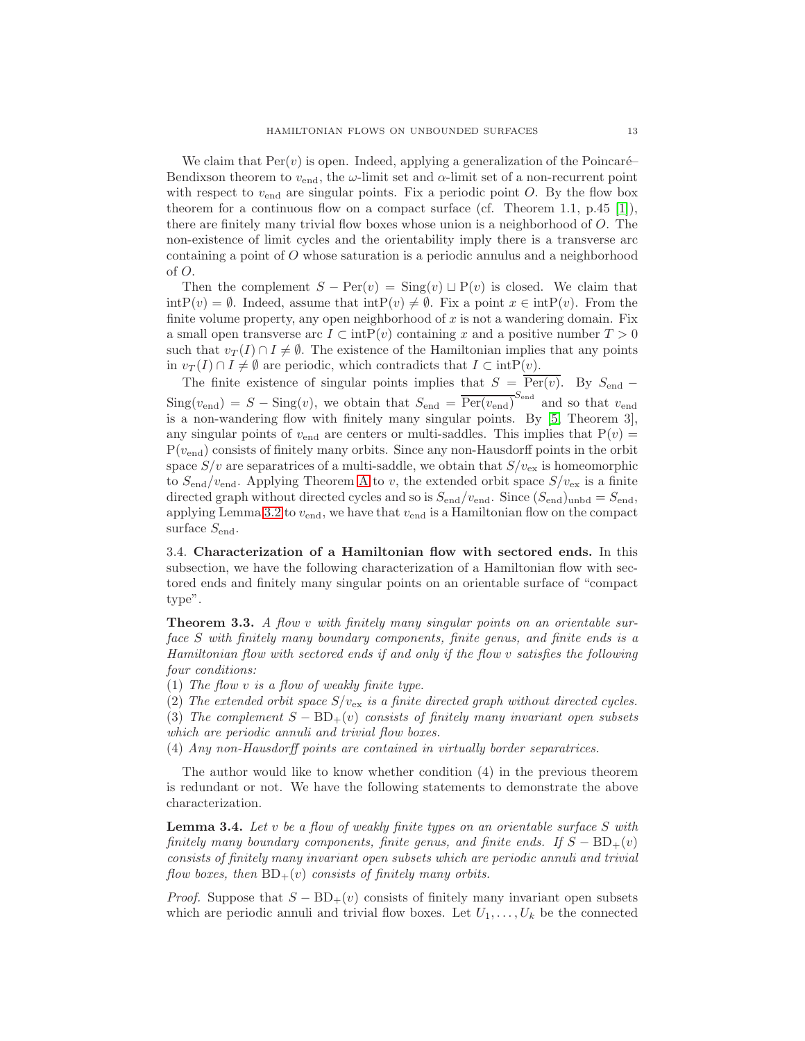We claim that $\mathrm{Per}(v)$ is open. Indeed, applying a generalization of the Poincaré–Bendixson theorem to $v_{\mathrm{end}}$, the $\omega$-limit set and $\alpha$-limit set of a non-recurrent point with respect to $v_{\mathrm{end}}$ are singular points. Fix a periodic point $O$. By the flow box theorem for a continuous flow on a compact surface (cf. Theorem 1.1, p.45 [1]), there are finitely many trivial flow boxes whose union is a neighborhood of $O$. The non-existence of limit cycles and the orientability imply there is a transverse arc containing a point of $O$ whose saturation is a periodic annulus and a neighborhood of $O$.

Then the complement $S - \mathrm{Per}(v) = \mathrm{Sing}(v) \sqcup \mathrm{P}(v)$ is closed. We claim that $\mathrm{int}\mathrm{P}(v) = \emptyset$. Indeed, assume that $\mathrm{int}\mathrm{P}(v) \neq \emptyset$. Fix a point $x \in \mathrm{int}\mathrm{P}(v)$. From the finite volume property, any open neighborhood of $x$ is not a wandering domain. Fix a small open transverse arc $I \subset \mathrm{int}\mathrm{P}(v)$ containing $x$ and a positive number $T > 0$ such that $v_T(I) \cap I \neq \emptyset$. The existence of the Hamiltonian implies that any points in $v_T(I) \cap I \neq \emptyset$ are periodic, which contradicts that $I \subset \mathrm{int}\mathrm{P}(v)$.

The finite existence of singular points implies that $S = \overline{\mathrm{Per}(v)}$. By $S_{\mathrm{end}} - \mathrm{Sing}(v_{\mathrm{end}}) = S - \mathrm{Sing}(v)$, we obtain that $S_{\mathrm{end}} = \overline{\mathrm{Per}(v_{\mathrm{end}})}^{S_{\mathrm{end}}}$ and so that $v_{\mathrm{end}}$ is a non-wandering flow with finitely many singular points. By [5, Theorem 3], any singular points of $v_{\mathrm{end}}$ are centers or multi-saddles. This implies that $\mathrm{P}(v) = \mathrm{P}(v_{\mathrm{end}})$ consists of finitely many orbits. Since any non-Hausdorff points in the orbit space $S/v$ are separatrices of a multi-saddle, we obtain that $S/v_{\mathrm{ex}}$ is homeomorphic to $S_{\mathrm{end}}/v_{\mathrm{end}}$. Applying Theorem A to $v$, the extended orbit space $S/v_{\mathrm{ex}}$ is a finite directed graph without directed cycles and so is $S_{\mathrm{end}}/v_{\mathrm{end}}$. Since $(S_{\mathrm{end}})_{\mathrm{unbd}} = S_{\mathrm{end}}$, applying Lemma 3.2 to $v_{\mathrm{end}}$, we have that $v_{\mathrm{end}}$ is a Hamiltonian flow on the compact surface $S_{\mathrm{end}}$.

3.4. **Characterization of a Hamiltonian flow with sectored ends.** In this subsection, we have the following characterization of a Hamiltonian flow with sectored ends and finitely many singular points on an orientable surface of "compact type".

**Theorem 3.3.** *A flow $v$ with finitely many singular points on an orientable surface $S$ with finitely many boundary components, finite genus, and finite ends is a Hamiltonian flow with sectored ends if and only if the flow $v$ satisfies the following four conditions:*
(1) *The flow $v$ is a flow of weakly finite type.*
(2) *The extended orbit space $S/v_{\mathrm{ex}}$ is a finite directed graph without directed cycles.*
(3) *The complement $S - \mathrm{BD}_+(v)$ consists of finitely many invariant open subsets which are periodic annuli and trivial flow boxes.*
(4) *Any non-Hausdorff points are contained in virtually border separatrices.*

The author would like to know whether condition (4) in the previous theorem is redundant or not. We have the following statements to demonstrate the above characterization.

**Lemma 3.4.** *Let $v$ be a flow of weakly finite types on an orientable surface $S$ with finitely many boundary components, finite genus, and finite ends. If $S - \mathrm{BD}_+(v)$ consists of finitely many invariant open subsets which are periodic annuli and trivial flow boxes, then $\mathrm{BD}_+(v)$ consists of finitely many orbits.*

*Proof.* Suppose that $S - \mathrm{BD}_+(v)$ consists of finitely many invariant open subsets which are periodic annuli and trivial flow boxes. Let $U_1, \ldots, U_k$ be the connected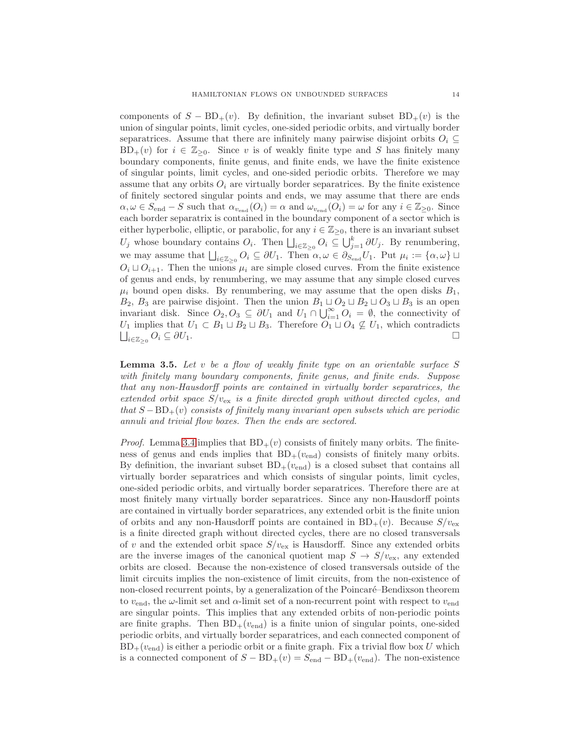components of $S - \mathrm{BD}_+(v)$. By definition, the invariant subset $\mathrm{BD}_+(v)$ is the union of singular points, limit cycles, one-sided periodic orbits, and virtually border separatrices. Assume that there are infinitely many pairwise disjoint orbits $O_i \subseteq \mathrm{BD}_+(v)$ for $i \in \mathbb{Z}_{\geq 0}$. Since $v$ is of weakly finite type and $S$ has finitely many boundary components, finite genus, and finite ends, we have the finite existence of singular points, limit cycles, and one-sided periodic orbits. Therefore we may assume that any orbits $O_i$ are virtually border separatrices. By the finite existence of finitely sectored singular points and ends, we may assume that there are ends $\alpha, \omega \in S_{\mathrm{end}} - S$ such that $\alpha_{v_{\mathrm{end}}}(O_i) = \alpha$ and $\omega_{v_{\mathrm{end}}}(O_i) = \omega$ for any $i \in \mathbb{Z}_{\geq 0}$. Since each border separatrix is contained in the boundary component of a sector which is either hyperbolic, elliptic, or parabolic, for any $i \in \mathbb{Z}_{\geq 0}$, there is an invariant subset $U_j$ whose boundary contains $O_i$. Then $\bigsqcup_{i \in \mathbb{Z}_{\geq 0}} O_i \subseteq \bigcup_{j=1}^{k} \partial U_j$. By renumbering, we may assume that $\bigsqcup_{i \in \mathbb{Z}_{\geq 0}} O_i \subseteq \partial U_1$. Then $\alpha, \omega \in \partial_{S_{\mathrm{end}}} U_1$. Put $\mu_i := \{\alpha, \omega\} \sqcup O_i \sqcup O_{i+1}$. Then the unions $\mu_i$ are simple closed curves. From the finite existence of genus and ends, by renumbering, we may assume that any simple closed curves $\mu_i$ bound open disks. By renumbering, we may assume that the open disks $B_1$, $B_2$, $B_3$ are pairwise disjoint. Then the union $B_1 \sqcup O_2 \sqcup B_2 \sqcup O_3 \sqcup B_3$ is an open invariant disk. Since $O_2, O_3 \subseteq \partial U_1$ and $U_1 \cap \bigcup_{i=1}^{\infty} O_i = \emptyset$, the connectivity of $U_1$ implies that $U_1 \subset B_1 \sqcup B_2 \sqcup B_3$. Therefore $O_1 \sqcup O_4 \not\subseteq U_1$, which contradicts $\bigsqcup_{i \in \mathbb{Z}_{\geq 0}} O_i \subseteq \partial U_1$. $\square$

**Lemma 3.5.** *Let $v$ be a flow of weakly finite type on an orientable surface $S$ with finitely many boundary components, finite genus, and finite ends. Suppose that any non-Hausdorff points are contained in virtually border separatrices, the extended orbit space $S/v_{\mathrm{ex}}$ is a finite directed graph without directed cycles, and that $S - \mathrm{BD}_+(v)$ consists of finitely many invariant open subsets which are periodic annuli and trivial flow boxes. Then the ends are sectored.*

*Proof.* Lemma 3.4 implies that $\mathrm{BD}_+(v)$ consists of finitely many orbits. The finiteness of genus and ends implies that $\mathrm{BD}_+(v_{\mathrm{end}})$ consists of finitely many orbits. By definition, the invariant subset $\mathrm{BD}_+(v_{\mathrm{end}})$ is a closed subset that contains all virtually border separatrices and which consists of singular points, limit cycles, one-sided periodic orbits, and virtually border separatrices. Therefore there are at most finitely many virtually border separatrices. Since any non-Hausdorff points are contained in virtually border separatrices, any extended orbit is the finite union of orbits and any non-Hausdorff points are contained in $\mathrm{BD}_+(v)$. Because $S/v_{\mathrm{ex}}$ is a finite directed graph without directed cycles, there are no closed transversals of $v$ and the extended orbit space $S/v_{\mathrm{ex}}$ is Hausdorff. Since any extended orbits are the inverse images of the canonical quotient map $S \to S/v_{\mathrm{ex}}$, any extended orbits are closed. Because the non-existence of closed transversals outside of the limit circuits implies the non-existence of limit circuits, from the non-existence of non-closed recurrent points, by a generalization of the Poincaré–Bendixson theorem to $v_{\mathrm{end}}$, the $\omega$-limit set and $\alpha$-limit set of a non-recurrent point with respect to $v_{\mathrm{end}}$ are singular points. This implies that any extended orbits of non-periodic points are finite graphs. Then $\mathrm{BD}_+(v_{\mathrm{end}})$ is a finite union of singular points, one-sided periodic orbits, and virtually border separatrices, and each connected component of $\mathrm{BD}_+(v_{\mathrm{end}})$ is either a periodic orbit or a finite graph. Fix a trivial flow box $U$ which is a connected component of $S - \mathrm{BD}_+(v) = S_{\mathrm{end}} - \mathrm{BD}_+(v_{\mathrm{end}})$. The non-existence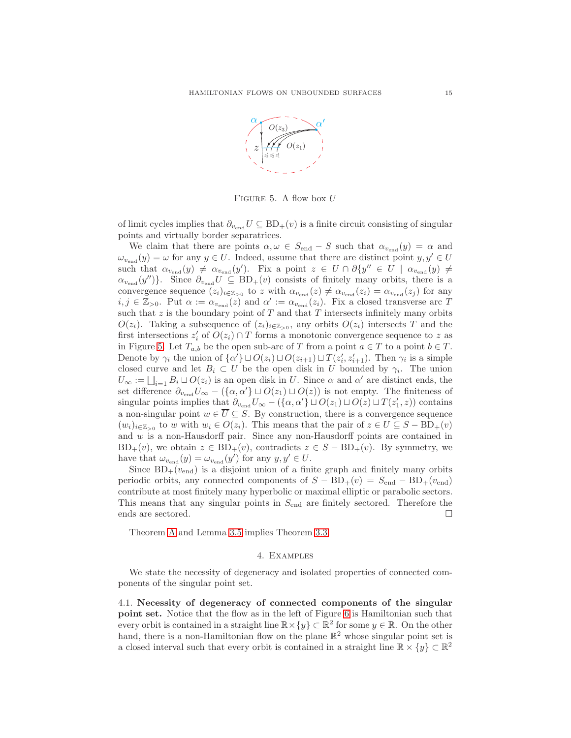FIGURE 5. A flow box $U$

of limit cycles implies that $\partial_{v_{\mathrm{end}}} U \subseteq \mathrm{BD}_+(v)$ is a finite circuit consisting of singular points and virtually border separatrices.

We claim that there are points $\alpha, \omega \in S_{\mathrm{end}} - S$ such that $\alpha_{v_{\mathrm{end}}}(y) = \alpha$ and $\omega_{v_{\mathrm{end}}}(y) = \omega$ for any $y \in U$. Indeed, assume that there are distinct point $y, y' \in U$ such that $\alpha_{v_{\mathrm{end}}}(y) \neq \alpha_{v_{\mathrm{end}}}(y')$. Fix a point $z \in U \cap \partial\{y'' \in U \mid \alpha_{v_{\mathrm{end}}}(y) \neq \alpha_{v_{\mathrm{end}}}(y'')\}$. Since $\partial_{v_{\mathrm{end}}} U \subseteq \mathrm{BD}_+(v)$ consists of finitely many orbits, there is a convergence sequence $(z_i)_{i \in \mathbb{Z}_{>0}}$ to $z$ with $\alpha_{v_{\mathrm{end}}}(z) \neq \alpha_{v_{\mathrm{end}}}(z_i) = \alpha_{v_{\mathrm{end}}}(z_j)$ for any $i, j \in \mathbb{Z}_{>0}$. Put $\alpha := \alpha_{v_{\mathrm{end}}}(z)$ and $\alpha' := \alpha_{v_{\mathrm{end}}}(z_i)$. Fix a closed transverse arc $T$ such that $z$ is the boundary point of $T$ and that $T$ intersects infinitely many orbits $O(z_i)$. Taking a subsequence of $(z_i)_{i \in \mathbb{Z}_{>0}}$, any orbits $O(z_i)$ intersects $T$ and the first intersections $z'_i$ of $O(z_i) \cap T$ forms a monotonic convergence sequence to $z$ as in Figure 5. Let $T_{a,b}$ be the open sub-arc of $T$ from a point $a \in T$ to a point $b \in T$. Denote by $\gamma_i$ the union of $\{\alpha'\} \sqcup O(z_i) \sqcup O(z_{i+1}) \sqcup T(z'_i, z'_{i+1})$. Then $\gamma_i$ is a simple closed curve and let $B_i \subset U$ be the open disk in $U$ bounded by $\gamma_i$. The union $U_\infty := \bigsqcup_{i=1} B_i \sqcup O(z_i)$ is an open disk in $U$. Since $\alpha$ and $\alpha'$ are distinct ends, the set difference $\partial_{v_{\mathrm{end}}} U_\infty - (\{\alpha, \alpha'\} \sqcup O(z_1) \sqcup O(z))$ is not empty. The finiteness of singular points implies that $\partial_{v_{\mathrm{end}}} U_\infty - (\{\alpha, \alpha'\} \sqcup O(z_1) \sqcup O(z) \sqcup T(z'_1, z))$ contains a non-singular point $w \in \overline{U} \subseteq S$. By construction, there is a convergence sequence $(w_i)_{i \in \mathbb{Z}_{>0}}$ to $w$ with $w_i \in O(z_i)$. This means that the pair of $z \in U \subseteq S - \mathrm{BD}_+(v)$ and $w$ is a non-Hausdorff pair. Since any non-Hausdorff points are contained in $\mathrm{BD}_+(v)$, we obtain $z \in \mathrm{BD}_+(v)$, contradicts $z \in S - \mathrm{BD}_+(v)$. By symmetry, we have that $\omega_{v_{\mathrm{end}}}(y) = \omega_{v_{\mathrm{end}}}(y')$ for any $y, y' \in U$.

Since $\mathrm{BD}_+(v_{\mathrm{end}})$ is a disjoint union of a finite graph and finitely many orbits periodic orbits, any connected components of $S - \mathrm{BD}_+(v) = S_{\mathrm{end}} - \mathrm{BD}_+(v_{\mathrm{end}})$ contribute at most finitely many hyperbolic or maximal elliptic or parabolic sectors. This means that any singular points in $S_{\mathrm{end}}$ are finitely sectored. Therefore the ends are sectored. □

Theorem A and Lemma 3.5 implies Theorem 3.3.

## 4. Examples

We state the necessity of degeneracy and isolated properties of connected components of the singular point set.

**4.1. Necessity of degeneracy of connected components of the singular point set.** Notice that the flow as in the left of Figure 6 is Hamiltonian such that every orbit is contained in a straight line $\mathbb{R} \times \{y\} \subset \mathbb{R}^2$ for some $y \in \mathbb{R}$. On the other hand, there is a non-Hamiltonian flow on the plane $\mathbb{R}^2$ whose singular point set is a closed interval such that every orbit is contained in a straight line $\mathbb{R} \times \{y\} \subset \mathbb{R}^2$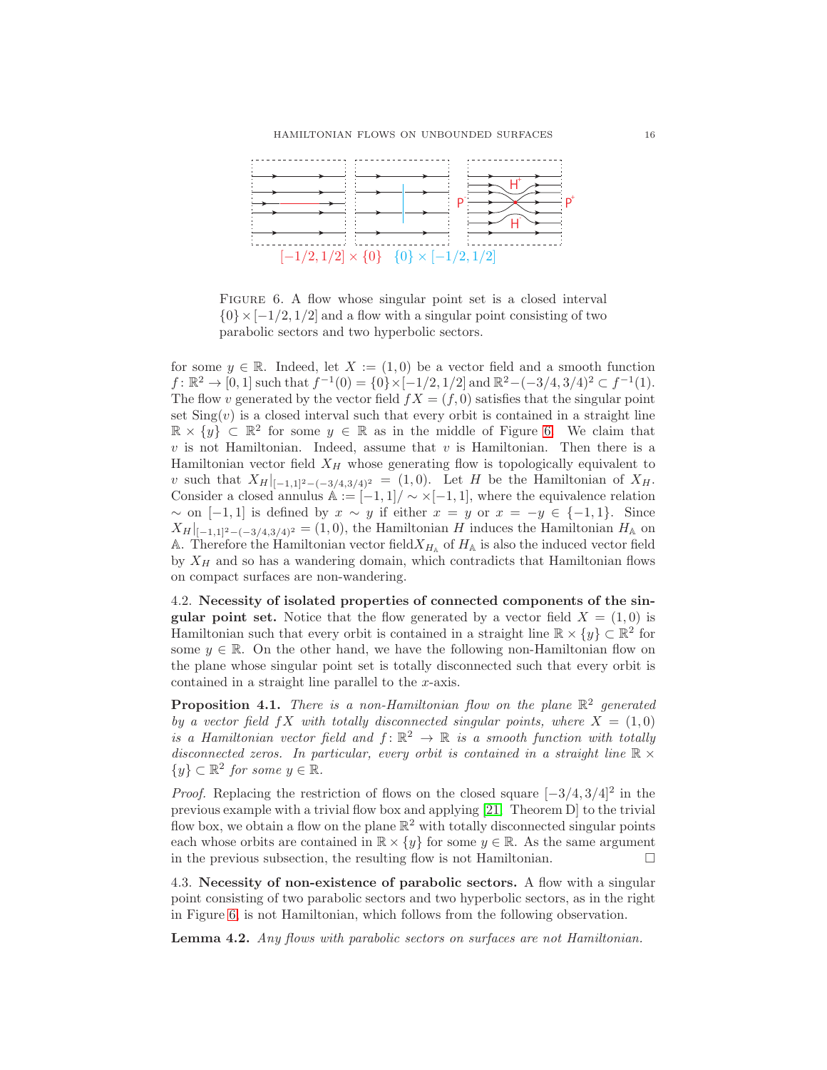$[-1/2, 1/2] \times \{0\}$ $\{0\} \times [-1/2, 1/2]$

FIGURE 6. A flow whose singular point set is a closed interval $\{0\} \times [-1/2, 1/2]$ and a flow with a singular point consisting of two parabolic sectors and two hyperbolic sectors.

for some $y \in \mathbb{R}$. Indeed, let $X := (1, 0)$ be a vector field and a smooth function $f : \mathbb{R}^2 \to [0, 1]$ such that $f^{-1}(0) = \{0\} \times [-1/2, 1/2]$ and $\mathbb{R}^2 - (-3/4, 3/4)^2 \subset f^{-1}(1)$. The flow $v$ generated by the vector field $fX = (f, 0)$ satisfies that the singular point set $\mathrm{Sing}(v)$ is a closed interval such that every orbit is contained in a straight line $\mathbb{R} \times \{y\} \subset \mathbb{R}^2$ for some $y \in \mathbb{R}$ as in the middle of Figure 6. We claim that $v$ is not Hamiltonian. Indeed, assume that $v$ is Hamiltonian. Then there is a Hamiltonian vector field $X_H$ whose generating flow is topologically equivalent to $v$ such that $X_H|_{[-1,1]^2 - (-3/4,3/4)^2} = (1, 0)$. Let $H$ be the Hamiltonian of $X_H$. Consider a closed annulus $\mathbb{A} := [-1, 1]/\sim \times [-1, 1]$, where the equivalence relation $\sim$ on $[-1, 1]$ is defined by $x \sim y$ if either $x = y$ or $x = -y \in \{-1, 1\}$. Since $X_H|_{[-1,1]^2 - (-3/4,3/4)^2} = (1, 0)$, the Hamiltonian $H$ induces the Hamiltonian $H_{\mathbb{A}}$ on $\mathbb{A}$. Therefore the Hamiltonian vector field$X_{H_{\mathbb{A}}}$ of $H_{\mathbb{A}}$ is also the induced vector field by $X_H$ and so has a wandering domain, which contradicts that Hamiltonian flows on compact surfaces are non-wandering.

**4.2. Necessity of isolated properties of connected components of the singular point set.** Notice that the flow generated by a vector field $X = (1, 0)$ is Hamiltonian such that every orbit is contained in a straight line $\mathbb{R} \times \{y\} \subset \mathbb{R}^2$ for some $y \in \mathbb{R}$. On the other hand, we have the following non-Hamiltonian flow on the plane whose singular point set is totally disconnected such that every orbit is contained in a straight line parallel to the $x$-axis.

**Proposition 4.1.** *There is a non-Hamiltonian flow on the plane $\mathbb{R}^2$ generated by a vector field $fX$ with totally disconnected singular points, where $X = (1, 0)$ is a Hamiltonian vector field and $f : \mathbb{R}^2 \to \mathbb{R}$ is a smooth function with totally disconnected zeros. In particular, every orbit is contained in a straight line $\mathbb{R} \times \{y\} \subset \mathbb{R}^2$ for some $y \in \mathbb{R}$.*

*Proof.* Replacing the restriction of flows on the closed square $[-3/4, 3/4]^2$ in the previous example with a trivial flow box and applying [21, Theorem D] to the trivial flow box, we obtain a flow on the plane $\mathbb{R}^2$ with totally disconnected singular points each whose orbits are contained in $\mathbb{R} \times \{y\}$ for some $y \in \mathbb{R}$. As the same argument in the previous subsection, the resulting flow is not Hamiltonian. □

**4.3. Necessity of non-existence of parabolic sectors.** A flow with a singular point consisting of two parabolic sectors and two hyperbolic sectors, as in the right in Figure 6, is not Hamiltonian, which follows from the following observation.

**Lemma 4.2.** *Any flows with parabolic sectors on surfaces are not Hamiltonian.*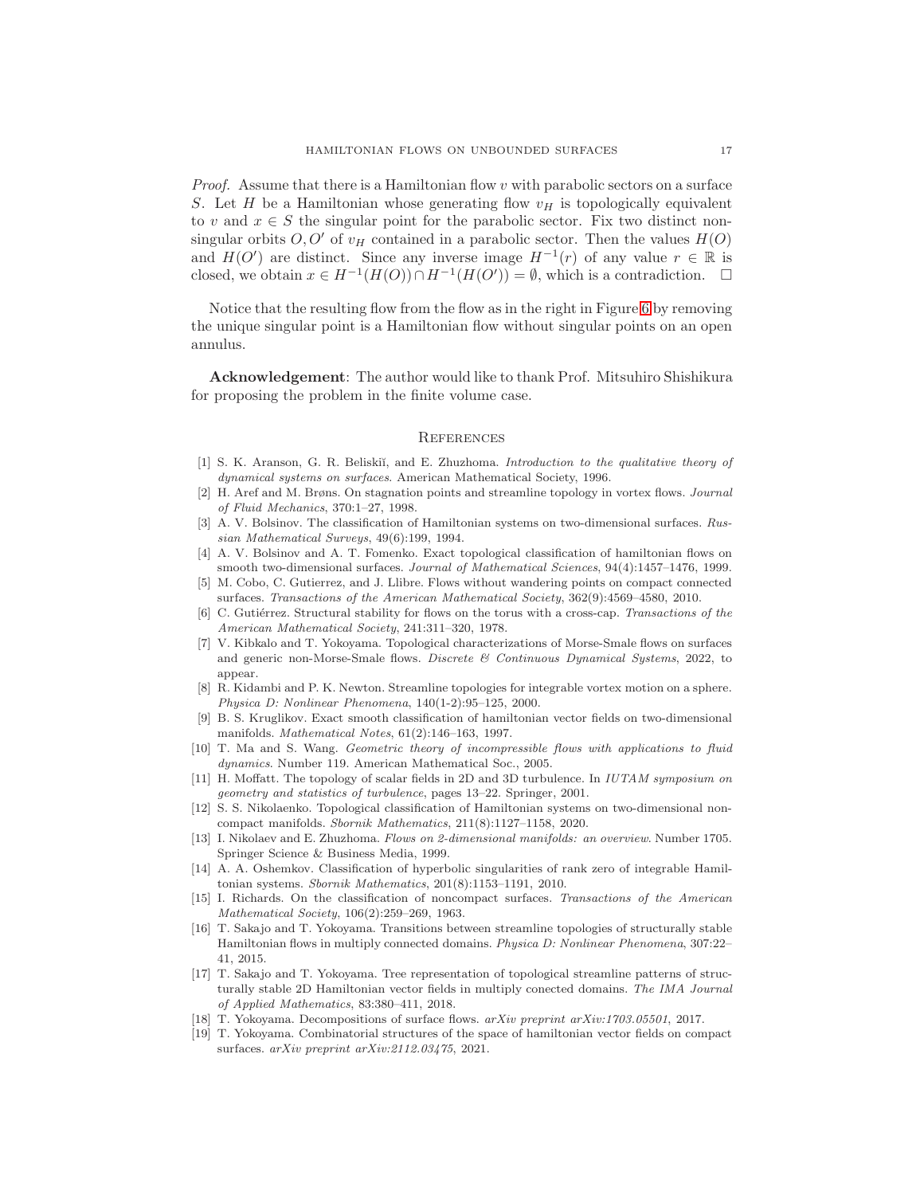*Proof.* Assume that there is a Hamiltonian flow $v$ with parabolic sectors on a surface $S$. Let $H$ be a Hamiltonian whose generating flow $v_H$ is topologically equivalent to $v$ and $x \in S$ the singular point for the parabolic sector. Fix two distinct non-singular orbits $O, O'$ of $v_H$ contained in a parabolic sector. Then the values $H(O)$ and $H(O')$ are distinct. Since any inverse image $H^{-1}(r)$ of any value $r \in \mathbb{R}$ is closed, we obtain $x \in H^{-1}(H(O)) \cap H^{-1}(H(O')) = \emptyset$, which is a contradiction. □

Notice that the resulting flow from the flow as in the right in Figure 6 by removing the unique singular point is a Hamiltonian flow without singular points on an open annulus.

**Acknowledgement**: The author would like to thank Prof. Mitsuhiro Shishikura for proposing the problem in the finite volume case.

## References

[1] S. K. Aranson, G. R. Beliskiĭ, and E. Zhuzhoma. *Introduction to the qualitative theory of dynamical systems on surfaces*. American Mathematical Society, 1996.

[2] H. Aref and M. Brøns. On stagnation points and streamline topology in vortex flows. *Journal of Fluid Mechanics*, 370:1–27, 1998.

[3] A. V. Bolsinov. The classification of Hamiltonian systems on two-dimensional surfaces. *Russian Mathematical Surveys*, 49(6):199, 1994.

[4] A. V. Bolsinov and A. T. Fomenko. Exact topological classification of hamiltonian flows on smooth two-dimensional surfaces. *Journal of Mathematical Sciences*, 94(4):1457–1476, 1999.

[5] M. Cobo, C. Gutierrez, and J. Llibre. Flows without wandering points on compact connected surfaces. *Transactions of the American Mathematical Society*, 362(9):4569–4580, 2010.

[6] C. Gutiérrez. Structural stability for flows on the torus with a cross-cap. *Transactions of the American Mathematical Society*, 241:311–320, 1978.

[7] V. Kibkalo and T. Yokoyama. Topological characterizations of Morse-Smale flows on surfaces and generic non-Morse-Smale flows. *Discrete & Continuous Dynamical Systems*, 2022, to appear.

[8] R. Kidambi and P. K. Newton. Streamline topologies for integrable vortex motion on a sphere. *Physica D: Nonlinear Phenomena*, 140(1-2):95–125, 2000.

[9] B. S. Kruglikov. Exact smooth classification of hamiltonian vector fields on two-dimensional manifolds. *Mathematical Notes*, 61(2):146–163, 1997.

[10] T. Ma and S. Wang. *Geometric theory of incompressible flows with applications to fluid dynamics*. Number 119. American Mathematical Soc., 2005.

[11] H. Moffatt. The topology of scalar fields in 2D and 3D turbulence. In *IUTAM symposium on geometry and statistics of turbulence*, pages 13–22. Springer, 2001.

[12] S. S. Nikolaenko. Topological classification of Hamiltonian systems on two-dimensional noncompact manifolds. *Sbornik Mathematics*, 211(8):1127–1158, 2020.

[13] I. Nikolaev and E. Zhuzhoma. *Flows on 2-dimensional manifolds: an overview*. Number 1705. Springer Science & Business Media, 1999.

[14] A. A. Oshemkov. Classification of hyperbolic singularities of rank zero of integrable Hamiltonian systems. *Sbornik Mathematics*, 201(8):1153–1191, 2010.

[15] I. Richards. On the classification of noncompact surfaces. *Transactions of the American Mathematical Society*, 106(2):259–269, 1963.

[16] T. Sakajo and T. Yokoyama. Transitions between streamline topologies of structurally stable Hamiltonian flows in multiply connected domains. *Physica D: Nonlinear Phenomena*, 307:22–41, 2015.

[17] T. Sakajo and T. Yokoyama. Tree representation of topological streamline patterns of structurally stable 2D Hamiltonian vector fields in multiply conected domains. *The IMA Journal of Applied Mathematics*, 83:380–411, 2018.

[18] T. Yokoyama. Decompositions of surface flows. *arXiv preprint arXiv:1703.05501*, 2017.

[19] T. Yokoyama. Combinatorial structures of the space of hamiltonian vector fields on compact surfaces. *arXiv preprint arXiv:2112.03475*, 2021.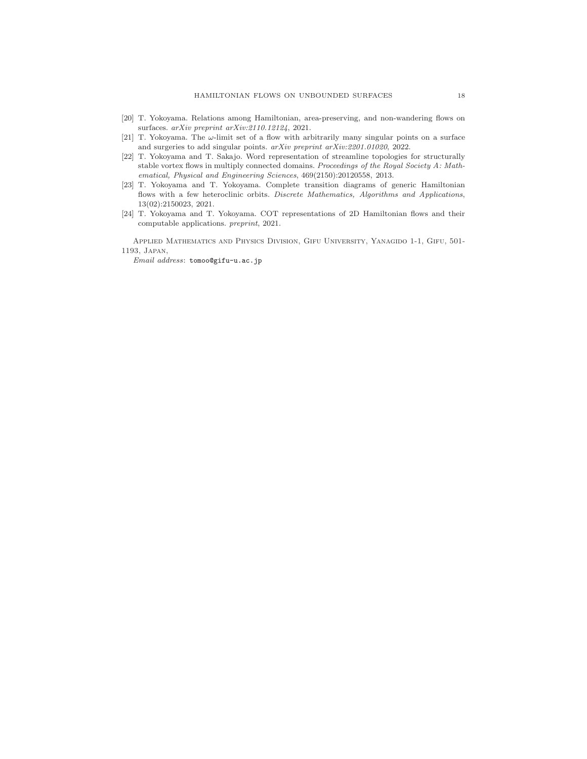[20] T. Yokoyama. Relations among Hamiltonian, area-preserving, and non-wandering flows on surfaces. *arXiv preprint arXiv:2110.12124*, 2021.

[21] T. Yokoyama. The $\omega$-limit set of a flow with arbitrarily many singular points on a surface and surgeries to add singular points. *arXiv preprint arXiv:2201.01020*, 2022.

[22] T. Yokoyama and T. Sakajo. Word representation of streamline topologies for structurally stable vortex flows in multiply connected domains. *Proceedings of the Royal Society A: Mathematical, Physical and Engineering Sciences*, 469(2150):20120558, 2013.

[23] T. Yokoyama and T. Yokoyama. Complete transition diagrams of generic Hamiltonian flows with a few heteroclinic orbits. *Discrete Mathematics, Algorithms and Applications*, 13(02):2150023, 2021.

[24] T. Yokoyama and T. Yokoyama. COT representations of 2D Hamiltonian flows and their computable applications. *preprint*, 2021.

Applied Mathematics and Physics Division, Gifu University, Yanagido 1-1, Gifu, 501-1193, Japan,

*Email address*: `tomoo@gifu-u.ac.jp`